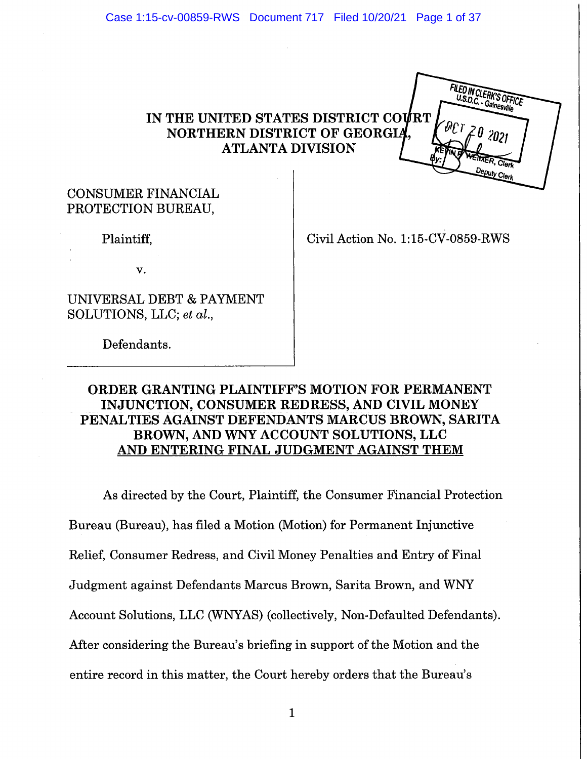IN THE UNITED STATES DISTRICT COURT
NORTHERN DISTRICT OF GEORGIA,
ATLANTA DIVISION

FILED IN CLERK'S OFFICE
U.S.D.C. - Gainesville
OCT 20 2021
KEVIN P. WEIMER, Clerk
By: Deputy Clerk

CONSUMER FINANCIAL PROTECTION BUREAU,

Plaintiff,

v.

UNIVERSAL DEBT & PAYMENT SOLUTIONS, LLC; *et al.*,

Defendants.

Civil Action No. 1:15-CV-0859-RWS

## ORDER GRANTING PLAINTIFF'S MOTION FOR PERMANENT INJUNCTION, CONSUMER REDRESS, AND CIVIL MONEY PENALTIES AGAINST DEFENDANTS MARCUS BROWN, SARITA BROWN, AND WNY ACCOUNT SOLUTIONS, LLC AND ENTERING FINAL JUDGMENT AGAINST THEM

As directed by the Court, Plaintiff, the Consumer Financial Protection Bureau (Bureau), has filed a Motion (Motion) for Permanent Injunctive Relief, Consumer Redress, and Civil Money Penalties and Entry of Final Judgment against Defendants Marcus Brown, Sarita Brown, and WNY Account Solutions, LLC (WNYAS) (collectively, Non-Defaulted Defendants). After considering the Bureau's briefing in support of the Motion and the entire record in this matter, the Court hereby orders that the Bureau's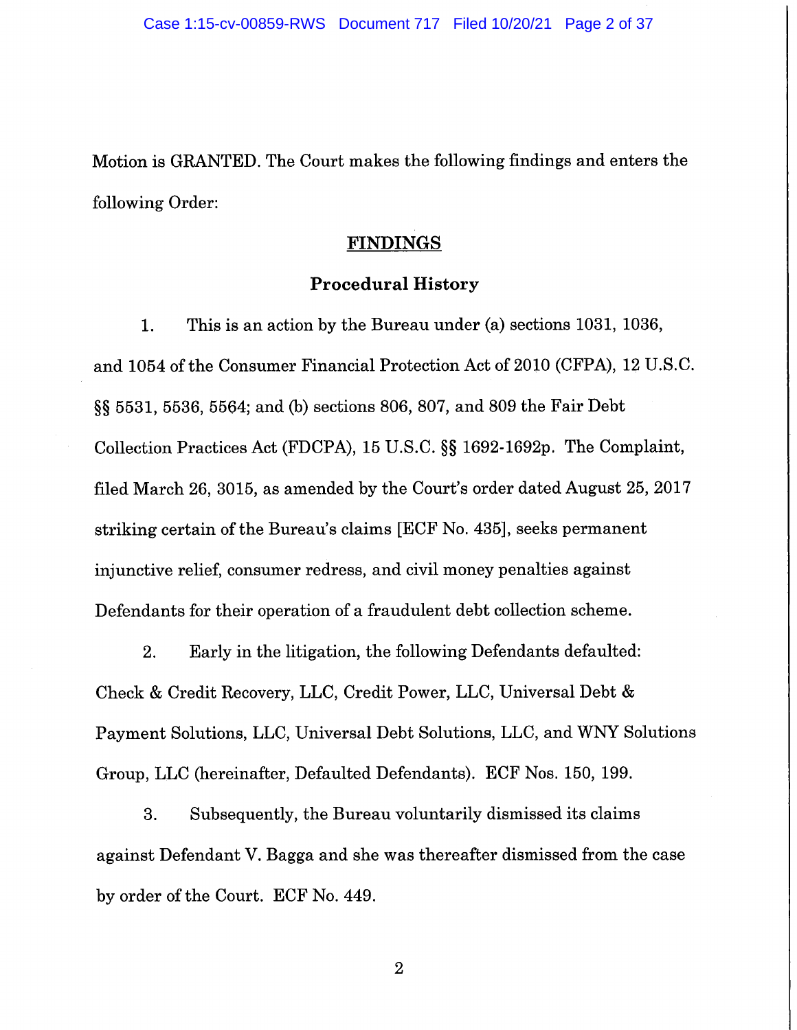Motion is GRANTED. The Court makes the following findings and enters the following Order:

## FINDINGS

### Procedural History

1. This is an action by the Bureau under (a) sections 1031, 1036, and 1054 of the Consumer Financial Protection Act of 2010 (CFPA), 12 U.S.C. §§ 5531, 5536, 5564; and (b) sections 806, 807, and 809 the Fair Debt Collection Practices Act (FDCPA), 15 U.S.C. §§ 1692-1692p. The Complaint, filed March 26, 3015, as amended by the Court's order dated August 25, 2017 striking certain of the Bureau's claims [ECF No. 435], seeks permanent injunctive relief, consumer redress, and civil money penalties against Defendants for their operation of a fraudulent debt collection scheme.

2. Early in the litigation, the following Defendants defaulted: Check & Credit Recovery, LLC, Credit Power, LLC, Universal Debt & Payment Solutions, LLC, Universal Debt Solutions, LLC, and WNY Solutions Group, LLC (hereinafter, Defaulted Defendants). ECF Nos. 150, 199.

3. Subsequently, the Bureau voluntarily dismissed its claims against Defendant V. Bagga and she was thereafter dismissed from the case by order of the Court. ECF No. 449.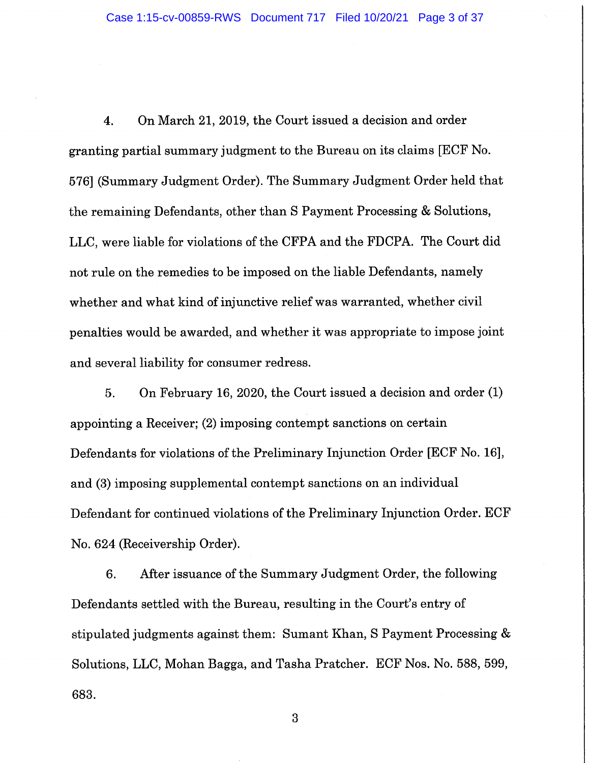4. On March 21, 2019, the Court issued a decision and order granting partial summary judgment to the Bureau on its claims [ECF No. 576] (Summary Judgment Order). The Summary Judgment Order held that the remaining Defendants, other than S Payment Processing & Solutions, LLC, were liable for violations of the CFPA and the FDCPA. The Court did not rule on the remedies to be imposed on the liable Defendants, namely whether and what kind of injunctive relief was warranted, whether civil penalties would be awarded, and whether it was appropriate to impose joint and several liability for consumer redress.

5. On February 16, 2020, the Court issued a decision and order (1) appointing a Receiver; (2) imposing contempt sanctions on certain Defendants for violations of the Preliminary Injunction Order [ECF No. 16], and (3) imposing supplemental contempt sanctions on an individual Defendant for continued violations of the Preliminary Injunction Order. ECF No. 624 (Receivership Order).

6. After issuance of the Summary Judgment Order, the following Defendants settled with the Bureau, resulting in the Court's entry of stipulated judgments against them: Sumant Khan, S Payment Processing & Solutions, LLC, Mohan Bagga, and Tasha Pratcher. ECF Nos. No. 588, 599, 683.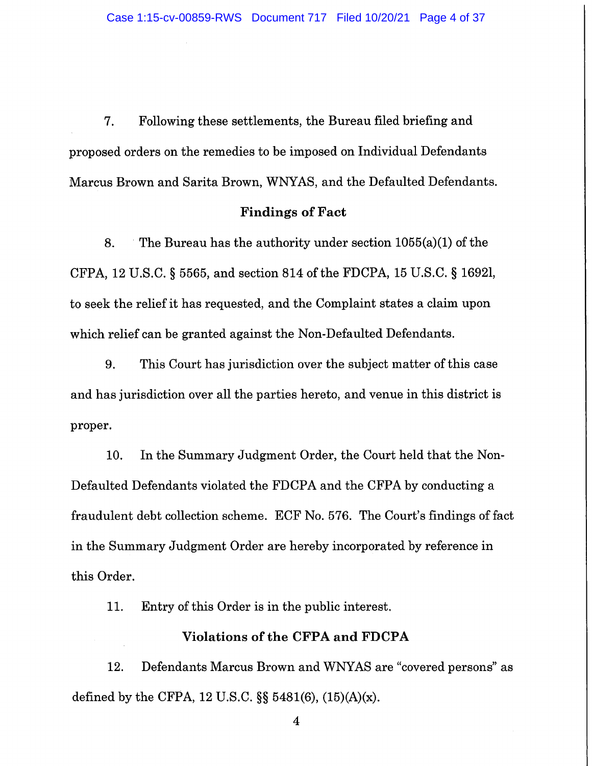7. Following these settlements, the Bureau filed briefing and proposed orders on the remedies to be imposed on Individual Defendants Marcus Brown and Sarita Brown, WNYAS, and the Defaulted Defendants.

## Findings of Fact

8. The Bureau has the authority under section 1055(a)(1) of the CFPA, 12 U.S.C. § 5565, and section 814 of the FDCPA, 15 U.S.C. § 1692l, to seek the relief it has requested, and the Complaint states a claim upon which relief can be granted against the Non-Defaulted Defendants.

9. This Court has jurisdiction over the subject matter of this case and has jurisdiction over all the parties hereto, and venue in this district is proper.

10. In the Summary Judgment Order, the Court held that the Non-Defaulted Defendants violated the FDCPA and the CFPA by conducting a fraudulent debt collection scheme. ECF No. 576. The Court's findings of fact in the Summary Judgment Order are hereby incorporated by reference in this Order.

11. Entry of this Order is in the public interest.

## Violations of the CFPA and FDCPA

12. Defendants Marcus Brown and WNYAS are "covered persons" as defined by the CFPA, 12 U.S.C. §§ 5481(6), (15)(A)(x).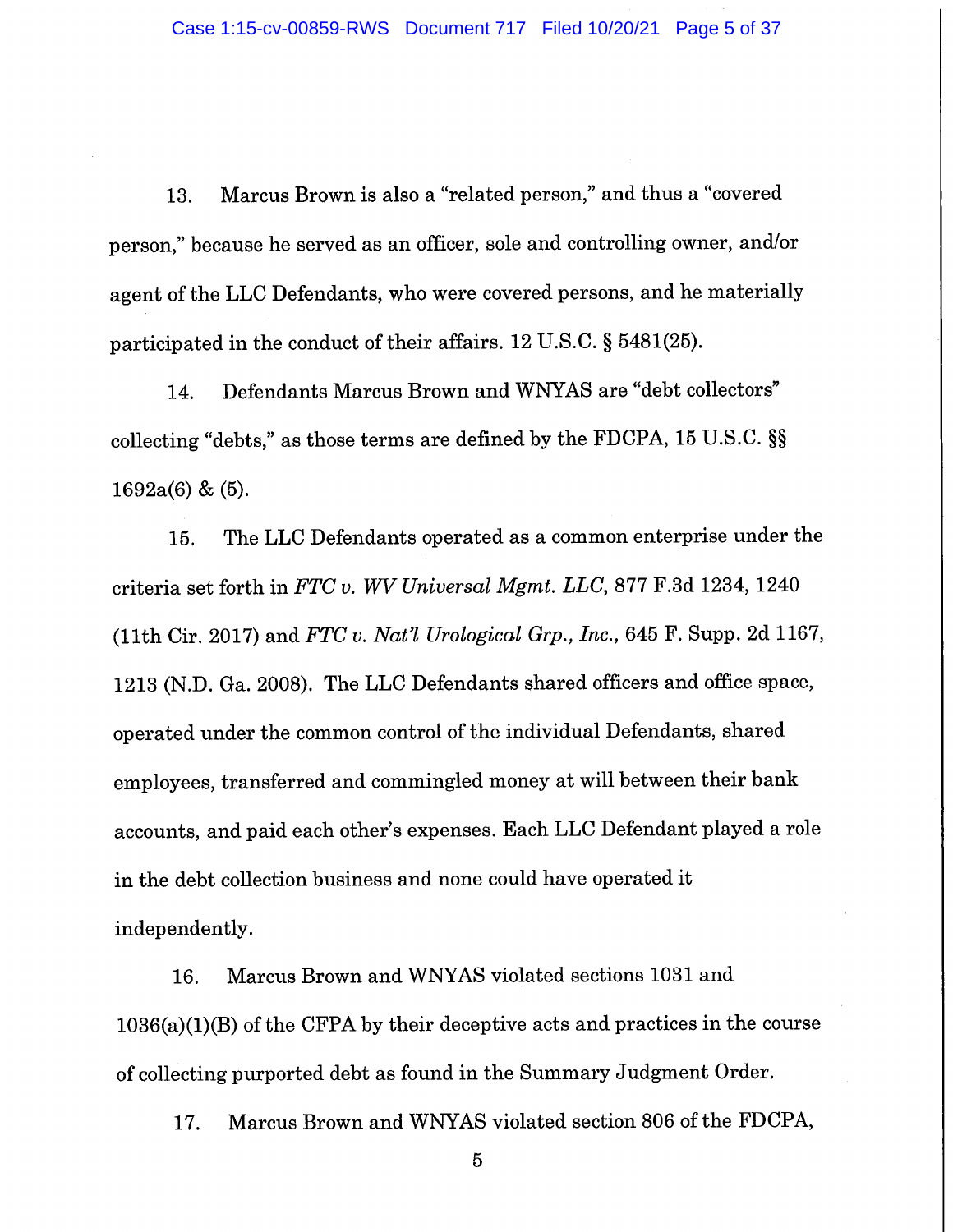13. Marcus Brown is also a "related person," and thus a "covered person," because he served as an officer, sole and controlling owner, and/or agent of the LLC Defendants, who were covered persons, and he materially participated in the conduct of their affairs. 12 U.S.C. § 5481(25).

14. Defendants Marcus Brown and WNYAS are "debt collectors" collecting "debts," as those terms are defined by the FDCPA, 15 U.S.C. §§ 1692a(6) & (5).

15. The LLC Defendants operated as a common enterprise under the criteria set forth in *FTC v. WV Universal Mgmt. LLC*, 877 F.3d 1234, 1240 (11th Cir. 2017) and *FTC v. Nat'l Urological Grp., Inc.*, 645 F. Supp. 2d 1167, 1213 (N.D. Ga. 2008). The LLC Defendants shared officers and office space, operated under the common control of the individual Defendants, shared employees, transferred and commingled money at will between their bank accounts, and paid each other's expenses. Each LLC Defendant played a role in the debt collection business and none could have operated it independently.

16. Marcus Brown and WNYAS violated sections 1031 and 1036(a)(1)(B) of the CFPA by their deceptive acts and practices in the course of collecting purported debt as found in the Summary Judgment Order.

17. Marcus Brown and WNYAS violated section 806 of the FDCPA,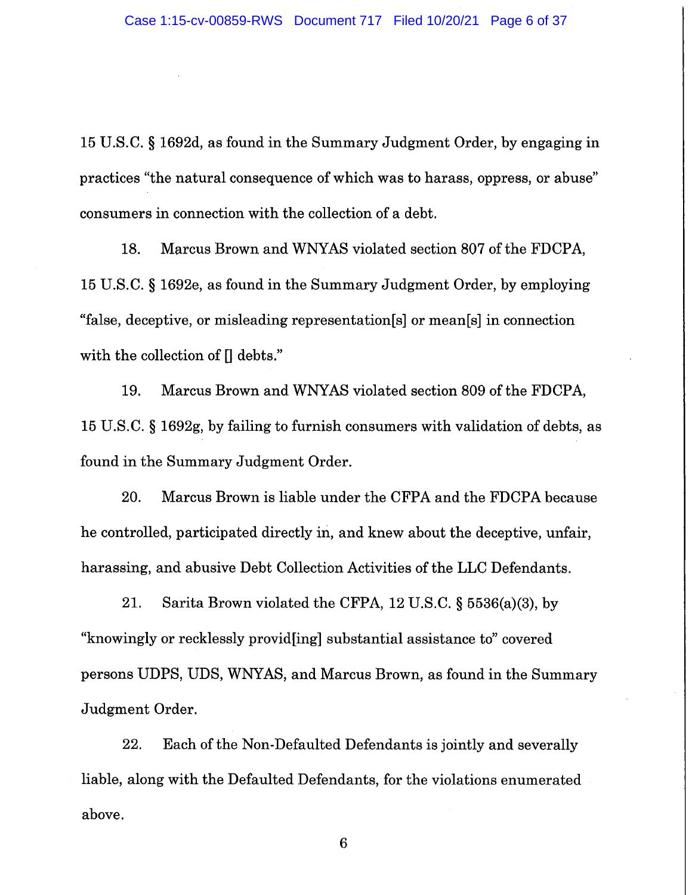15 U.S.C. § 1692d, as found in the Summary Judgment Order, by engaging in practices "the natural consequence of which was to harass, oppress, or abuse" consumers in connection with the collection of a debt.

18. Marcus Brown and WNYAS violated section 807 of the FDCPA, 15 U.S.C. § 1692e, as found in the Summary Judgment Order, by employing "false, deceptive, or misleading representation[s] or mean[s] in connection with the collection of [] debts."

19. Marcus Brown and WNYAS violated section 809 of the FDCPA, 15 U.S.C. § 1692g, by failing to furnish consumers with validation of debts, as found in the Summary Judgment Order.

20. Marcus Brown is liable under the CFPA and the FDCPA because he controlled, participated directly in, and knew about the deceptive, unfair, harassing, and abusive Debt Collection Activities of the LLC Defendants.

21. Sarita Brown violated the CFPA, 12 U.S.C. § 5536(a)(3), by "knowingly or recklessly provid[ing] substantial assistance to" covered persons UDPS, UDS, WNYAS, and Marcus Brown, as found in the Summary Judgment Order.

22. Each of the Non-Defaulted Defendants is jointly and severally liable, along with the Defaulted Defendants, for the violations enumerated above.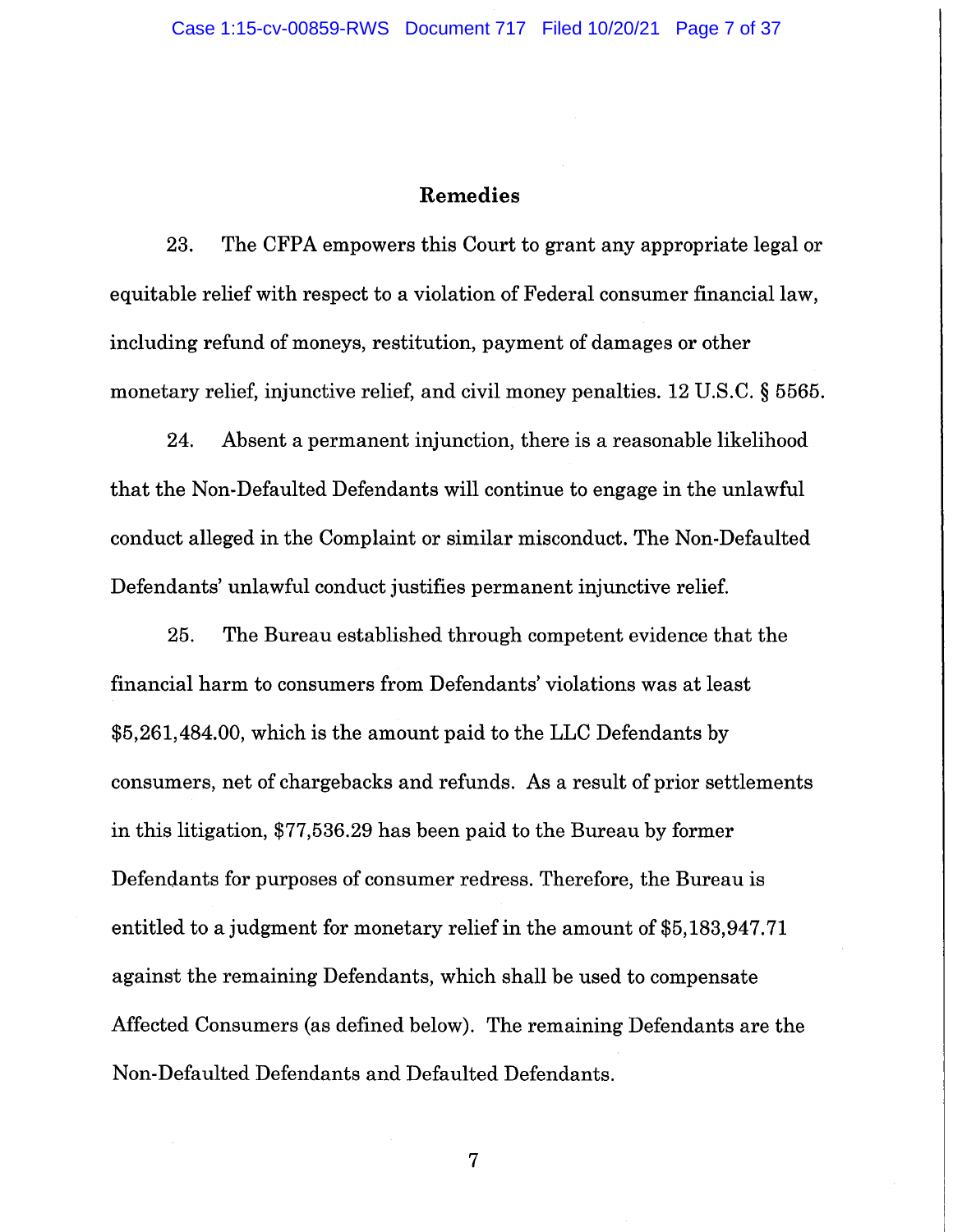## Remedies

23. The CFPA empowers this Court to grant any appropriate legal or equitable relief with respect to a violation of Federal consumer financial law, including refund of moneys, restitution, payment of damages or other monetary relief, injunctive relief, and civil money penalties. 12 U.S.C. § 5565.

24. Absent a permanent injunction, there is a reasonable likelihood that the Non-Defaulted Defendants will continue to engage in the unlawful conduct alleged in the Complaint or similar misconduct. The Non-Defaulted Defendants' unlawful conduct justifies permanent injunctive relief.

25. The Bureau established through competent evidence that the financial harm to consumers from Defendants' violations was at least $5,261,484.00, which is the amount paid to the LLC Defendants by consumers, net of chargebacks and refunds. As a result of prior settlements in this litigation, $77,536.29 has been paid to the Bureau by former Defendants for purposes of consumer redress. Therefore, the Bureau is entitled to a judgment for monetary relief in the amount of $5,183,947.71 against the remaining Defendants, which shall be used to compensate Affected Consumers (as defined below). The remaining Defendants are the Non-Defaulted Defendants and Defaulted Defendants.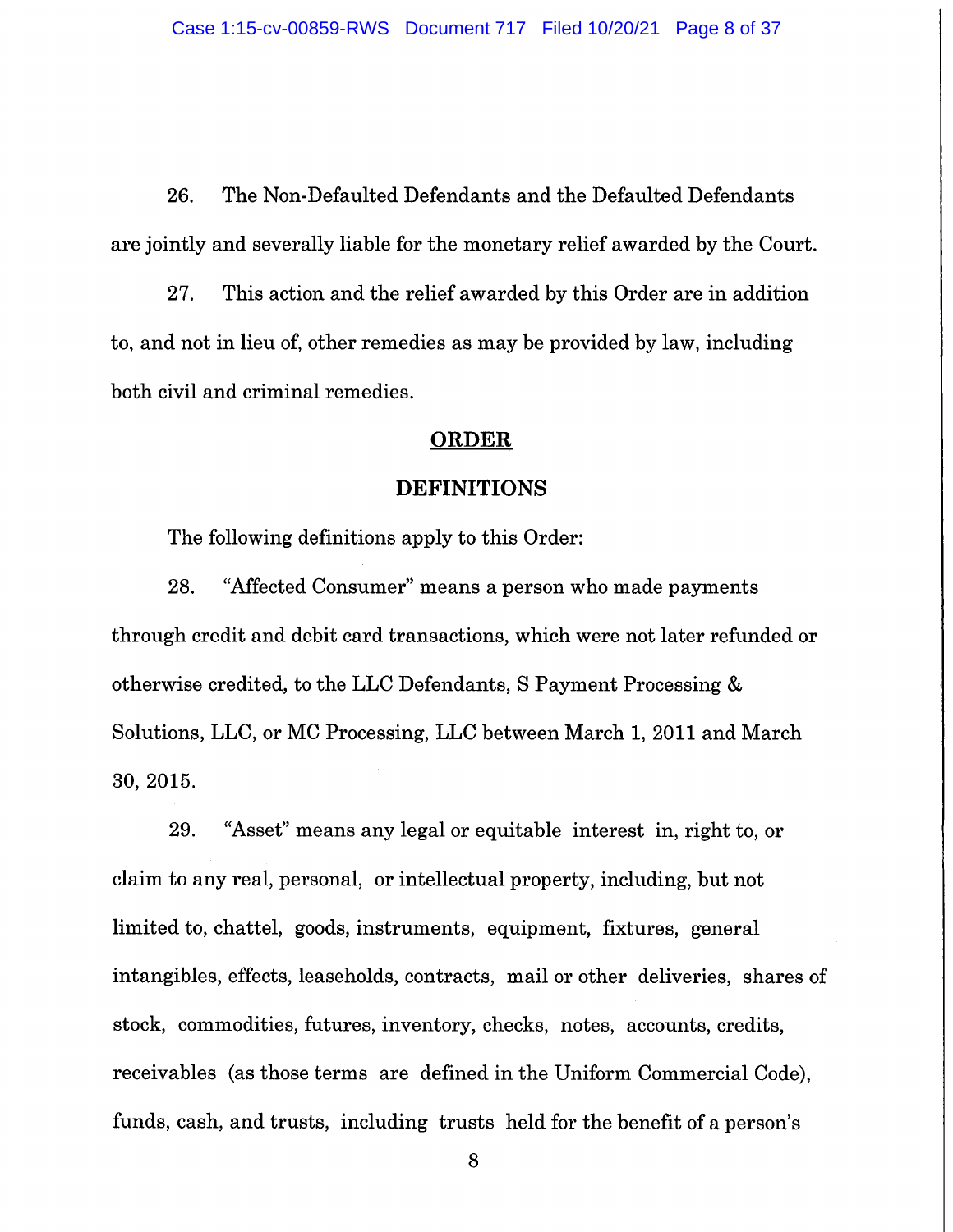26. The Non-Defaulted Defendants and the Defaulted Defendants are jointly and severally liable for the monetary relief awarded by the Court.

27. This action and the relief awarded by this Order are in addition to, and not in lieu of, other remedies as may be provided by law, including both civil and criminal remedies.

## ORDER

### DEFINITIONS

The following definitions apply to this Order:

28. "Affected Consumer" means a person who made payments through credit and debit card transactions, which were not later refunded or otherwise credited, to the LLC Defendants, S Payment Processing & Solutions, LLC, or MC Processing, LLC between March 1, 2011 and March 30, 2015.

29. "Asset" means any legal or equitable interest in, right to, or claim to any real, personal, or intellectual property, including, but not limited to, chattel, goods, instruments, equipment, fixtures, general intangibles, effects, leaseholds, contracts, mail or other deliveries, shares of stock, commodities, futures, inventory, checks, notes, accounts, credits, receivables (as those terms are defined in the Uniform Commercial Code), funds, cash, and trusts, including trusts held for the benefit of a person's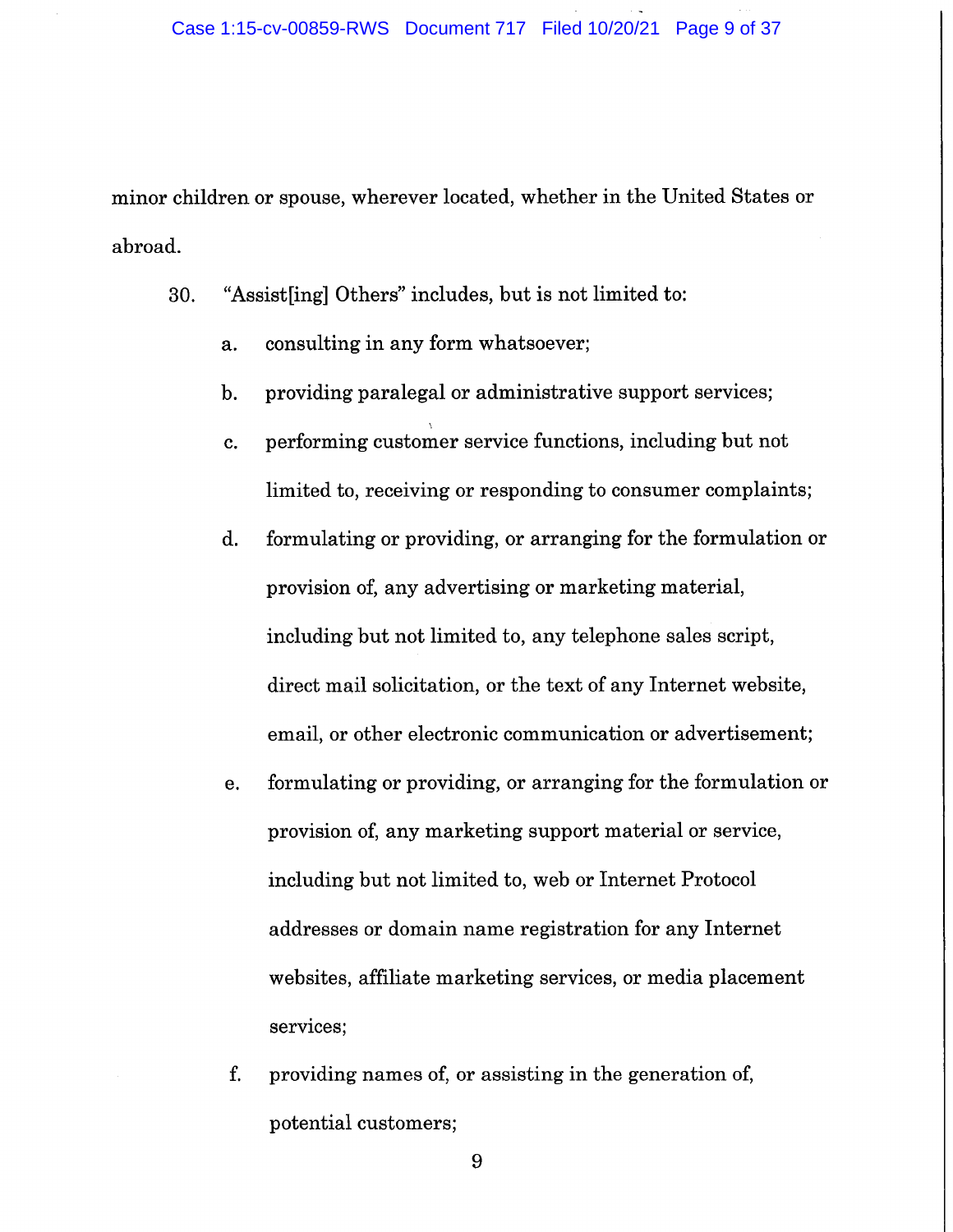minor children or spouse, wherever located, whether in the United States or abroad.

30. "Assist[ing] Others" includes, but is not limited to:

   a. consulting in any form whatsoever;

   b. providing paralegal or administrative support services;

   c. performing customer service functions, including but not limited to, receiving or responding to consumer complaints;

   d. formulating or providing, or arranging for the formulation or provision of, any advertising or marketing material, including but not limited to, any telephone sales script, direct mail solicitation, or the text of any Internet website, email, or other electronic communication or advertisement;

   e. formulating or providing, or arranging for the formulation or provision of, any marketing support material or service, including but not limited to, web or Internet Protocol addresses or domain name registration for any Internet websites, affiliate marketing services, or media placement services;

   f. providing names of, or assisting in the generation of, potential customers;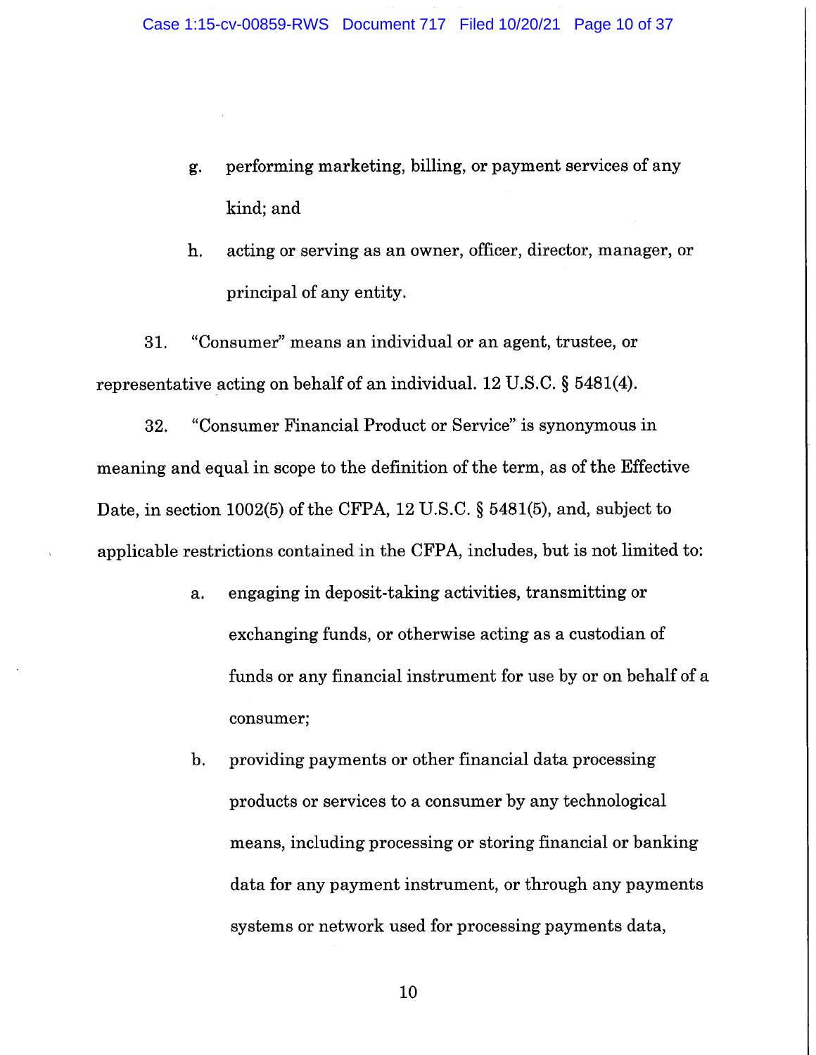g. performing marketing, billing, or payment services of any kind; and

h. acting or serving as an owner, officer, director, manager, or principal of any entity.

31. "Consumer" means an individual or an agent, trustee, or representative acting on behalf of an individual. 12 U.S.C. § 5481(4).

32. "Consumer Financial Product or Service" is synonymous in meaning and equal in scope to the definition of the term, as of the Effective Date, in section 1002(5) of the CFPA, 12 U.S.C. § 5481(5), and, subject to applicable restrictions contained in the CFPA, includes, but is not limited to:

a. engaging in deposit-taking activities, transmitting or exchanging funds, or otherwise acting as a custodian of funds or any financial instrument for use by or on behalf of a consumer;

b. providing payments or other financial data processing products or services to a consumer by any technological means, including processing or storing financial or banking data for any payment instrument, or through any payments systems or network used for processing payments data,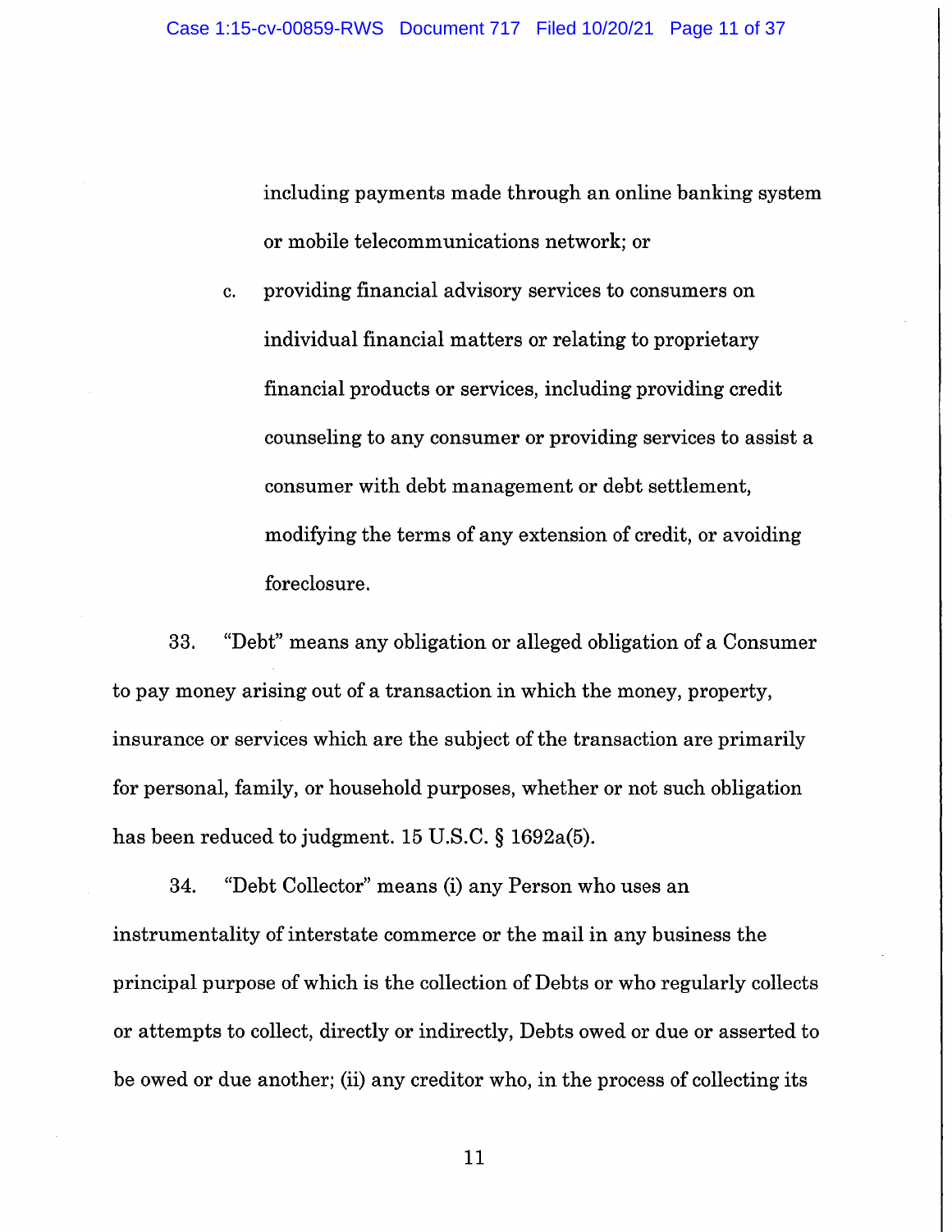including payments made through an online banking system or mobile telecommunications network; or

c. providing financial advisory services to consumers on individual financial matters or relating to proprietary financial products or services, including providing credit counseling to any consumer or providing services to assist a consumer with debt management or debt settlement, modifying the terms of any extension of credit, or avoiding foreclosure.

33. "Debt" means any obligation or alleged obligation of a Consumer to pay money arising out of a transaction in which the money, property, insurance or services which are the subject of the transaction are primarily for personal, family, or household purposes, whether or not such obligation has been reduced to judgment. 15 U.S.C. § 1692a(5).

34. "Debt Collector" means (i) any Person who uses an instrumentality of interstate commerce or the mail in any business the principal purpose of which is the collection of Debts or who regularly collects or attempts to collect, directly or indirectly, Debts owed or due or asserted to be owed or due another; (ii) any creditor who, in the process of collecting its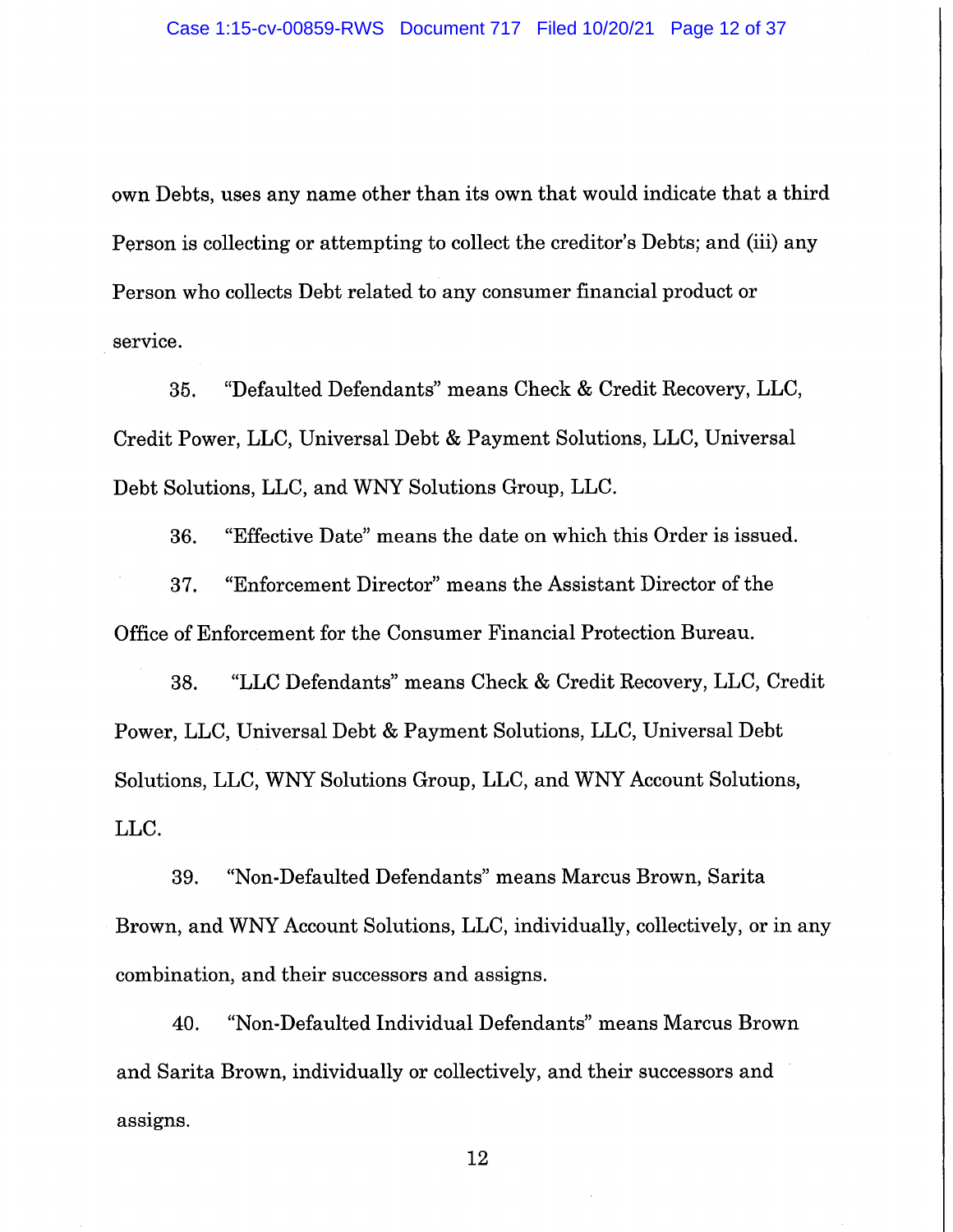own Debts, uses any name other than its own that would indicate that a third Person is collecting or attempting to collect the creditor's Debts; and (iii) any Person who collects Debt related to any consumer financial product or service.

35. "Defaulted Defendants" means Check & Credit Recovery, LLC, Credit Power, LLC, Universal Debt & Payment Solutions, LLC, Universal Debt Solutions, LLC, and WNY Solutions Group, LLC.

36. "Effective Date" means the date on which this Order is issued.

37. "Enforcement Director" means the Assistant Director of the Office of Enforcement for the Consumer Financial Protection Bureau.

38. "LLC Defendants" means Check & Credit Recovery, LLC, Credit Power, LLC, Universal Debt & Payment Solutions, LLC, Universal Debt Solutions, LLC, WNY Solutions Group, LLC, and WNY Account Solutions, LLC.

39. "Non-Defaulted Defendants" means Marcus Brown, Sarita Brown, and WNY Account Solutions, LLC, individually, collectively, or in any combination, and their successors and assigns.

40. "Non-Defaulted Individual Defendants" means Marcus Brown and Sarita Brown, individually or collectively, and their successors and assigns.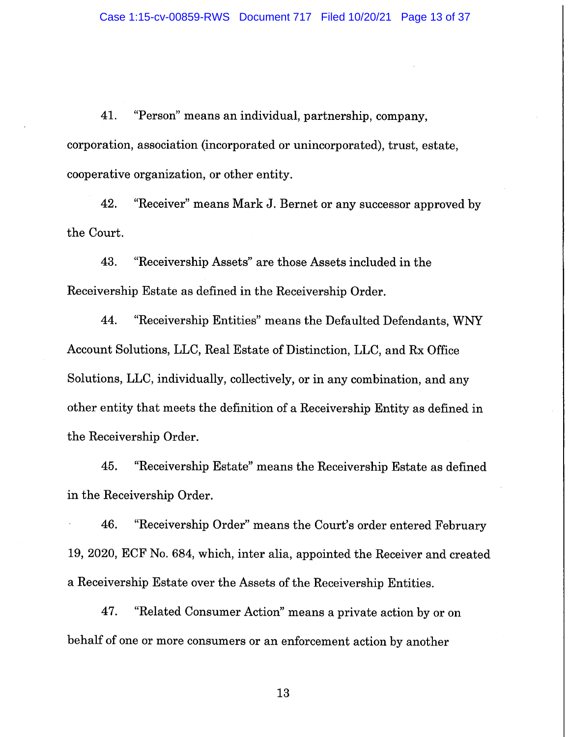41. "Person" means an individual, partnership, company, corporation, association (incorporated or unincorporated), trust, estate, cooperative organization, or other entity.

42. "Receiver" means Mark J. Bernet or any successor approved by the Court.

43. "Receivership Assets" are those Assets included in the Receivership Estate as defined in the Receivership Order.

44. "Receivership Entities" means the Defaulted Defendants, WNY Account Solutions, LLC, Real Estate of Distinction, LLC, and Rx Office Solutions, LLC, individually, collectively, or in any combination, and any other entity that meets the definition of a Receivership Entity as defined in the Receivership Order.

45. "Receivership Estate" means the Receivership Estate as defined in the Receivership Order.

46. "Receivership Order" means the Court's order entered February 19, 2020, ECF No. 684, which, inter alia, appointed the Receiver and created a Receivership Estate over the Assets of the Receivership Entities.

47. "Related Consumer Action" means a private action by or on behalf of one or more consumers or an enforcement action by another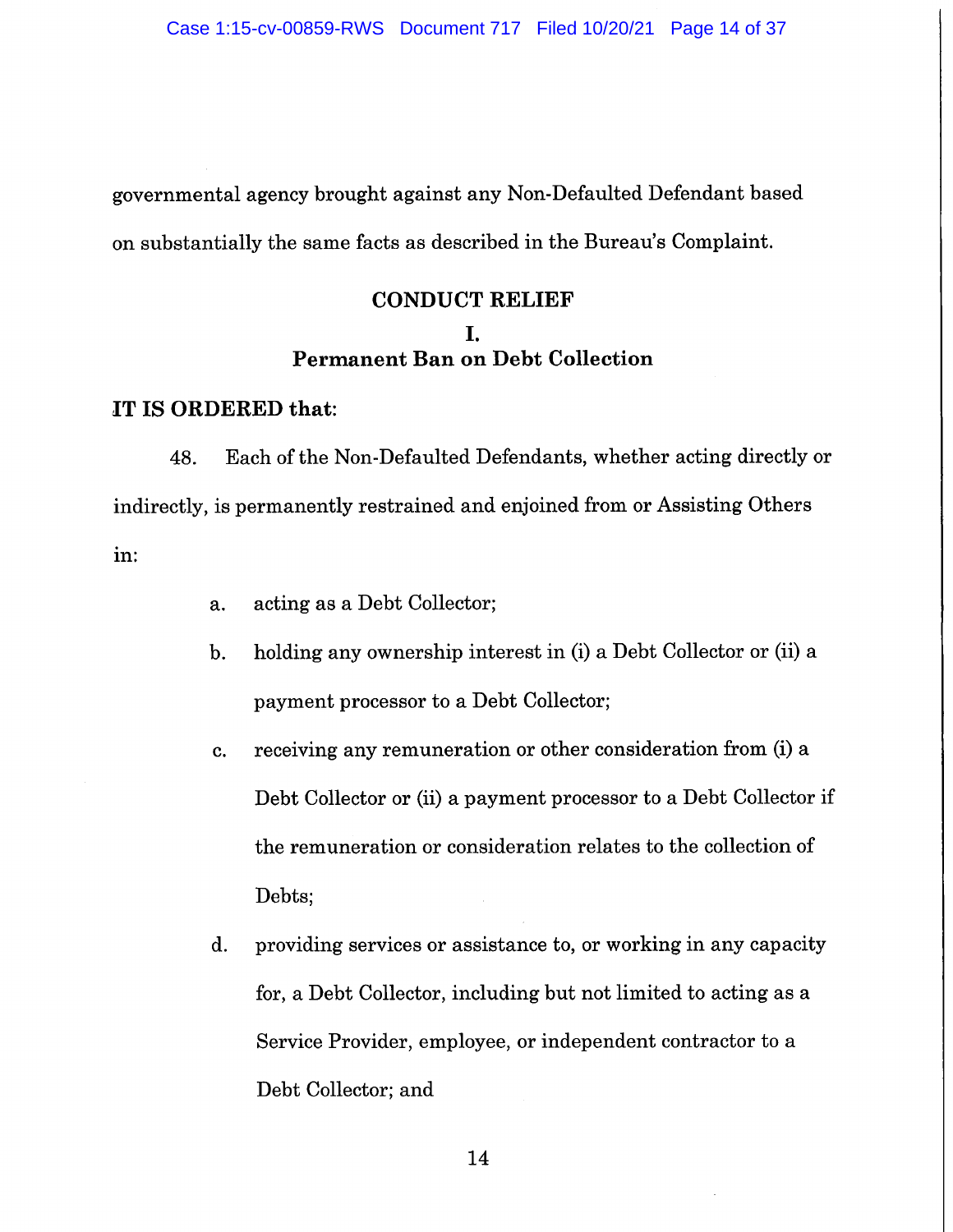governmental agency brought against any Non-Defaulted Defendant based on substantially the same facts as described in the Bureau's Complaint.

## CONDUCT RELIEF

### I.
### Permanent Ban on Debt Collection

**IT IS ORDERED that:**

48. Each of the Non-Defaulted Defendants, whether acting directly or indirectly, is permanently restrained and enjoined from or Assisting Others in:

   a. acting as a Debt Collector;

   b. holding any ownership interest in (i) a Debt Collector or (ii) a payment processor to a Debt Collector;

   c. receiving any remuneration or other consideration from (i) a Debt Collector or (ii) a payment processor to a Debt Collector if the remuneration or consideration relates to the collection of Debts;

   d. providing services or assistance to, or working in any capacity for, a Debt Collector, including but not limited to acting as a Service Provider, employee, or independent contractor to a Debt Collector; and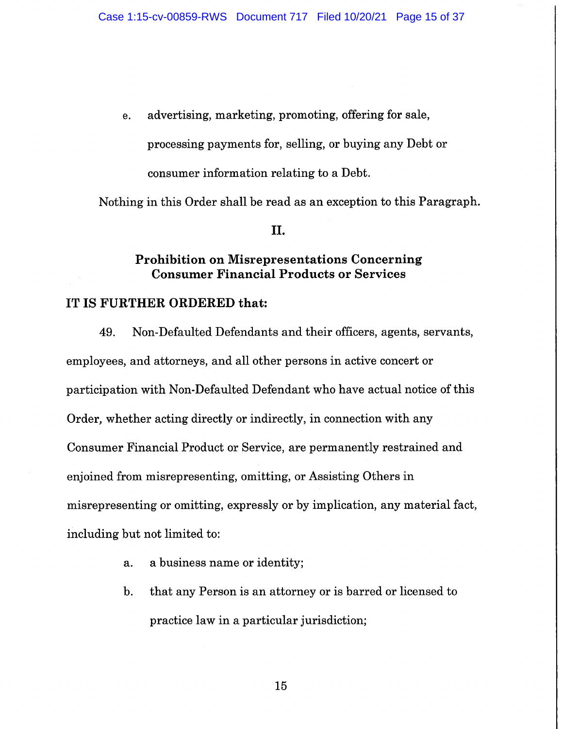e. advertising, marketing, promoting, offering for sale, processing payments for, selling, or buying any Debt or consumer information relating to a Debt.

Nothing in this Order shall be read as an exception to this Paragraph.

## II.

## Prohibition on Misrepresentations Concerning Consumer Financial Products or Services

**IT IS FURTHER ORDERED that:**

49. Non-Defaulted Defendants and their officers, agents, servants, employees, and attorneys, and all other persons in active concert or participation with Non-Defaulted Defendant who have actual notice of this Order, whether acting directly or indirectly, in connection with any Consumer Financial Product or Service, are permanently restrained and enjoined from misrepresenting, omitting, or Assisting Others in misrepresenting or omitting, expressly or by implication, any material fact, including but not limited to:

a. a business name or identity;

b. that any Person is an attorney or is barred or licensed to practice law in a particular jurisdiction;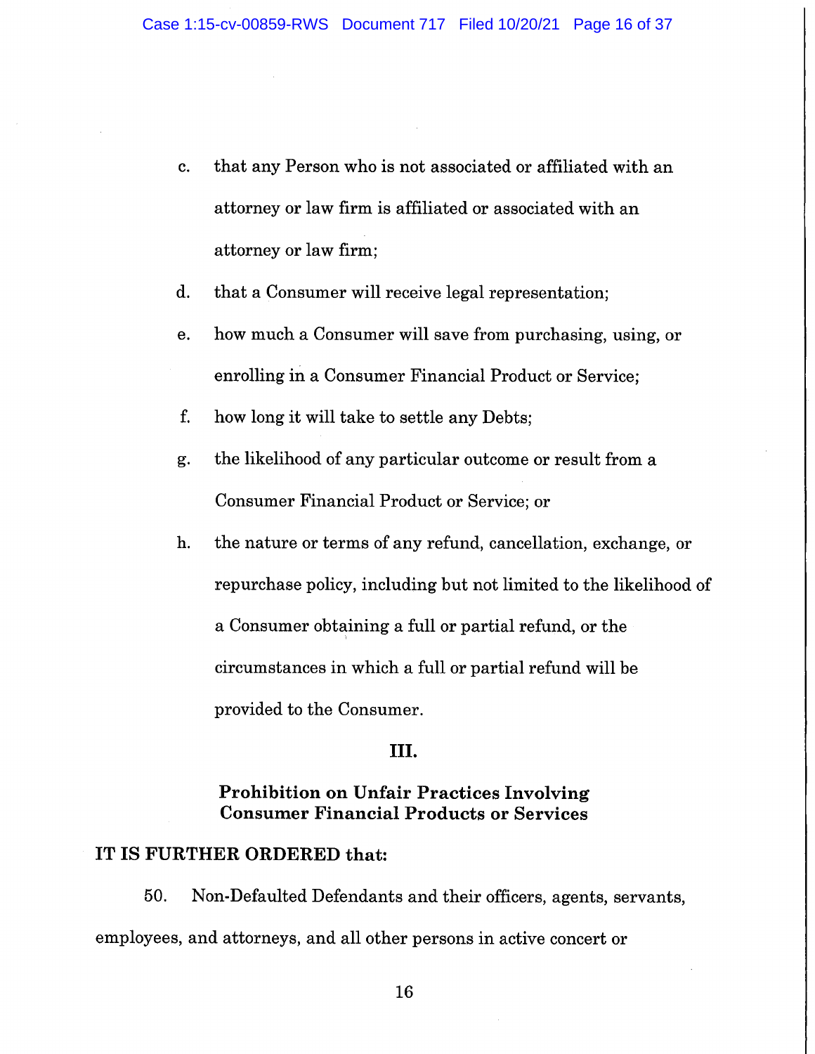c. that any Person who is not associated or affiliated with an attorney or law firm is affiliated or associated with an attorney or law firm;

d. that a Consumer will receive legal representation;

e. how much a Consumer will save from purchasing, using, or enrolling in a Consumer Financial Product or Service;

f. how long it will take to settle any Debts;

g. the likelihood of any particular outcome or result from a Consumer Financial Product or Service; or

h. the nature or terms of any refund, cancellation, exchange, or repurchase policy, including but not limited to the likelihood of a Consumer obtaining a full or partial refund, or the circumstances in which a full or partial refund will be provided to the Consumer.

## III.

## Prohibition on Unfair Practices Involving Consumer Financial Products or Services

**IT IS FURTHER ORDERED that:**

50. Non-Defaulted Defendants and their officers, agents, servants, employees, and attorneys, and all other persons in active concert or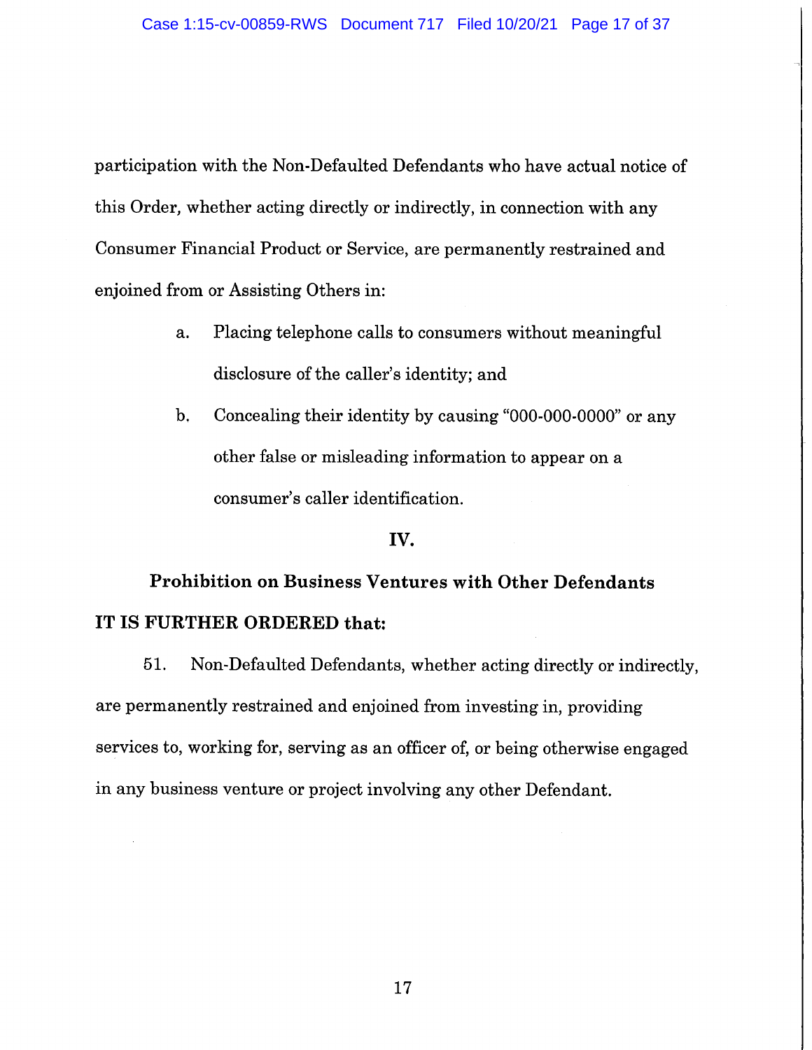participation with the Non-Defaulted Defendants who have actual notice of this Order, whether acting directly or indirectly, in connection with any Consumer Financial Product or Service, are permanently restrained and enjoined from or Assisting Others in:

a. Placing telephone calls to consumers without meaningful disclosure of the caller's identity; and

b. Concealing their identity by causing "000-000-0000" or any other false or misleading information to appear on a consumer's caller identification.

## IV.

## Prohibition on Business Ventures with Other Defendants

**IT IS FURTHER ORDERED that:**

51. Non-Defaulted Defendants, whether acting directly or indirectly, are permanently restrained and enjoined from investing in, providing services to, working for, serving as an officer of, or being otherwise engaged in any business venture or project involving any other Defendant.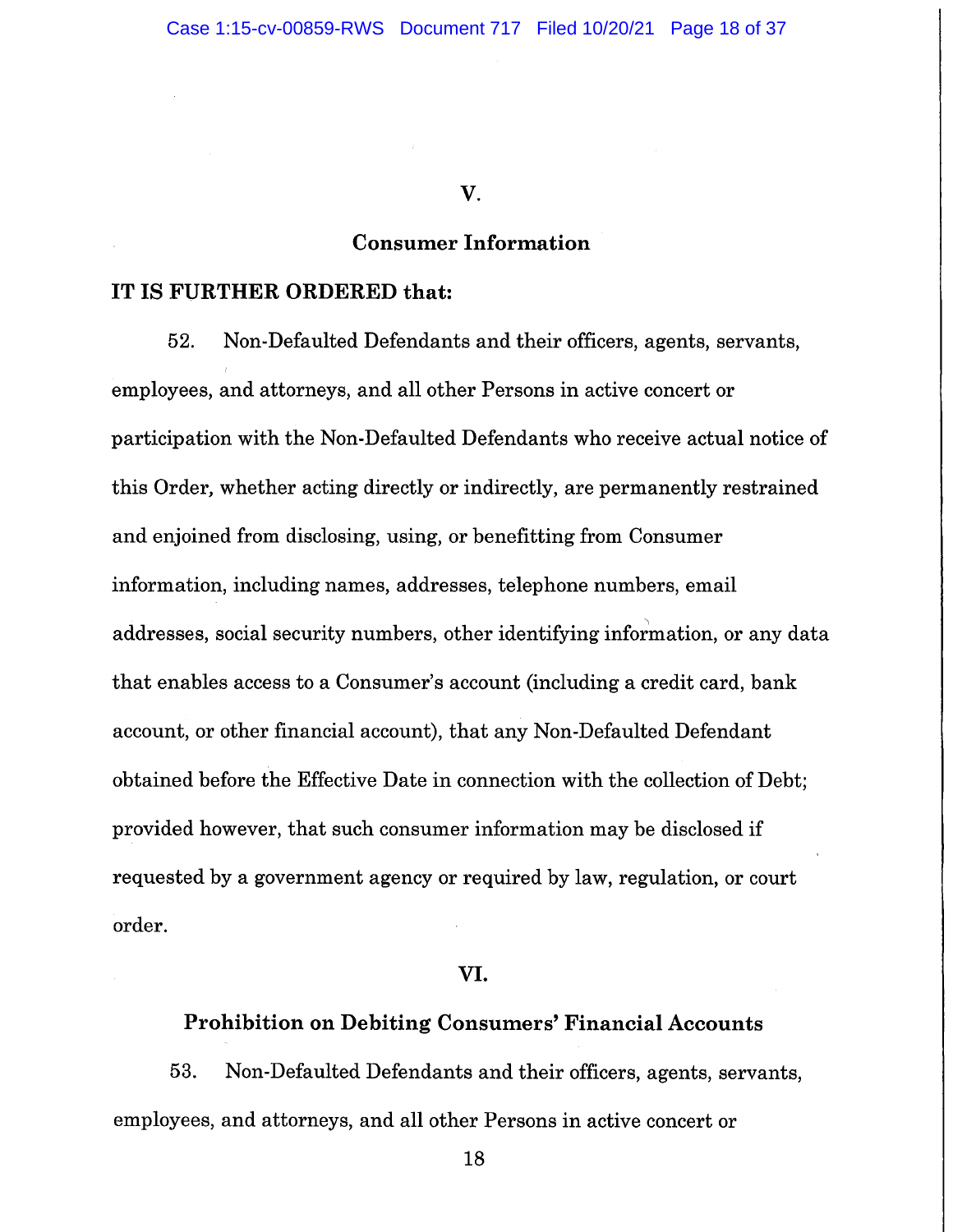## V.

## Consumer Information

**IT IS FURTHER ORDERED that:**

52. Non-Defaulted Defendants and their officers, agents, servants, employees, and attorneys, and all other Persons in active concert or participation with the Non-Defaulted Defendants who receive actual notice of this Order, whether acting directly or indirectly, are permanently restrained and enjoined from disclosing, using, or benefitting from Consumer information, including names, addresses, telephone numbers, email addresses, social security numbers, other identifying information, or any data that enables access to a Consumer's account (including a credit card, bank account, or other financial account), that any Non-Defaulted Defendant obtained before the Effective Date in connection with the collection of Debt; provided however, that such consumer information may be disclosed if requested by a government agency or required by law, regulation, or court order.

## VI.

## Prohibition on Debiting Consumers' Financial Accounts

53. Non-Defaulted Defendants and their officers, agents, servants, employees, and attorneys, and all other Persons in active concert or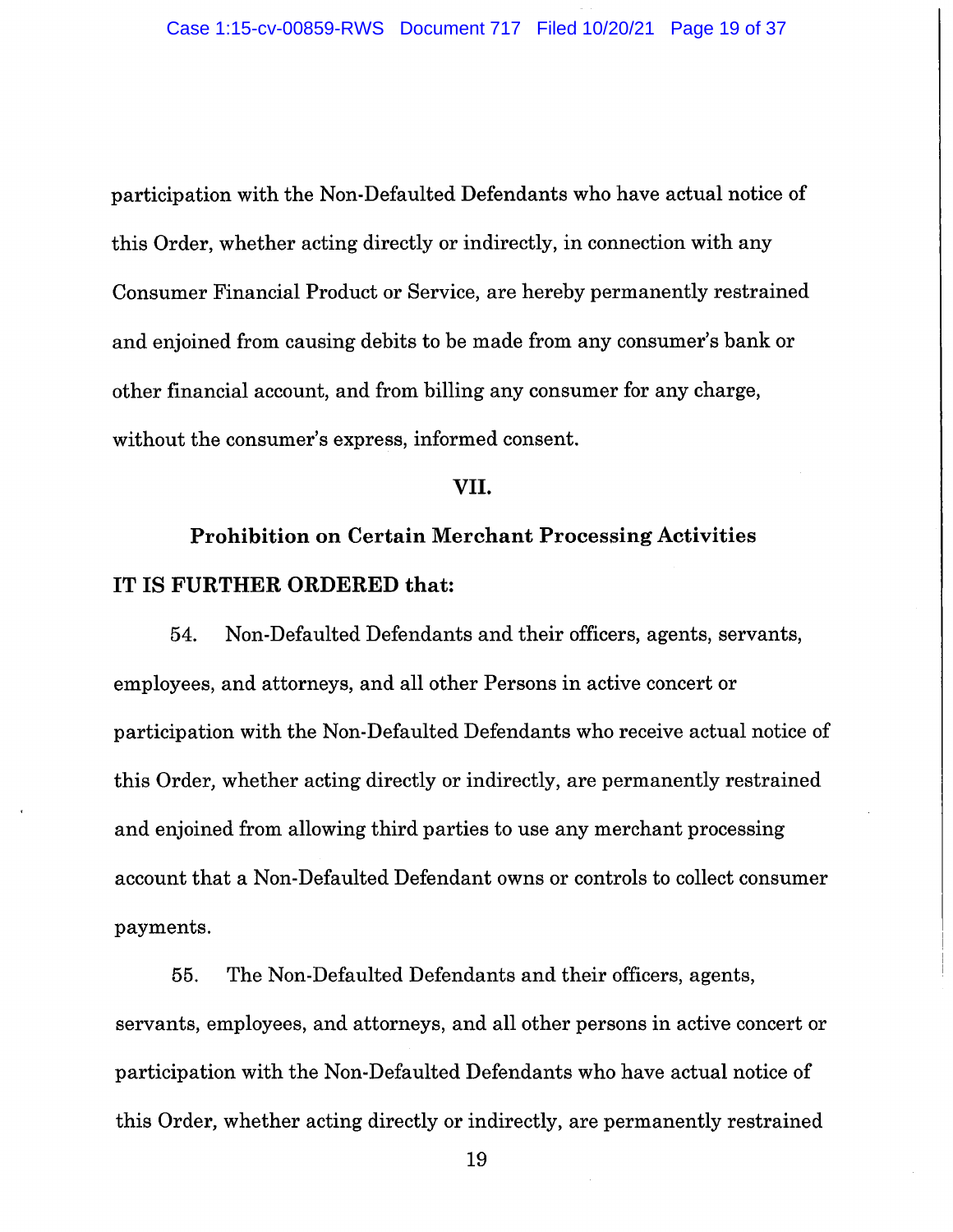participation with the Non-Defaulted Defendants who have actual notice of this Order, whether acting directly or indirectly, in connection with any Consumer Financial Product or Service, are hereby permanently restrained and enjoined from causing debits to be made from any consumer's bank or other financial account, and from billing any consumer for any charge, without the consumer's express, informed consent.

## VII.

## Prohibition on Certain Merchant Processing Activities

**IT IS FURTHER ORDERED that:**

54. Non-Defaulted Defendants and their officers, agents, servants, employees, and attorneys, and all other Persons in active concert or participation with the Non-Defaulted Defendants who receive actual notice of this Order, whether acting directly or indirectly, are permanently restrained and enjoined from allowing third parties to use any merchant processing account that a Non-Defaulted Defendant owns or controls to collect consumer payments.

55. The Non-Defaulted Defendants and their officers, agents, servants, employees, and attorneys, and all other persons in active concert or participation with the Non-Defaulted Defendants who have actual notice of this Order, whether acting directly or indirectly, are permanently restrained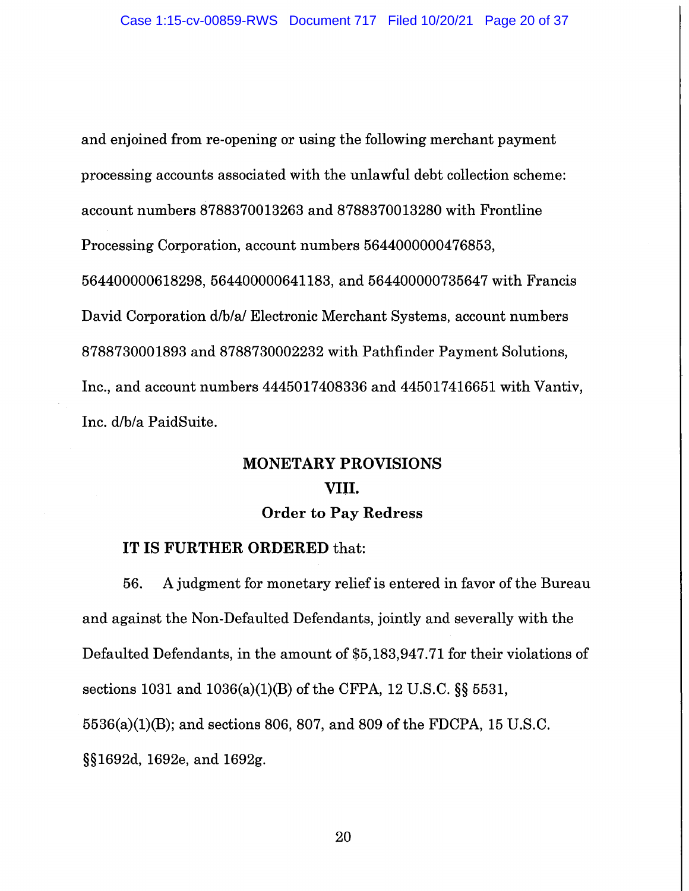and enjoined from re-opening or using the following merchant payment processing accounts associated with the unlawful debt collection scheme: account numbers 8788370013263 and 8788370013280 with Frontline Processing Corporation, account numbers 5644000000476853, 564400000618298, 564400000641183, and 564400000735647 with Francis David Corporation d/b/a/ Electronic Merchant Systems, account numbers 8788730001893 and 8788730002232 with Pathfinder Payment Solutions, Inc., and account numbers 4445017408336 and 445017416651 with Vantiv, Inc. d/b/a PaidSuite.

## MONETARY PROVISIONS

## VIII.

### Order to Pay Redress

**IT IS FURTHER ORDERED** that:

56. A judgment for monetary relief is entered in favor of the Bureau and against the Non-Defaulted Defendants, jointly and severally with the Defaulted Defendants, in the amount of $5,183,947.71 for their violations of sections 1031 and 1036(a)(1)(B) of the CFPA, 12 U.S.C. §§ 5531, 5536(a)(1)(B); and sections 806, 807, and 809 of the FDCPA, 15 U.S.C. §§1692d, 1692e, and 1692g.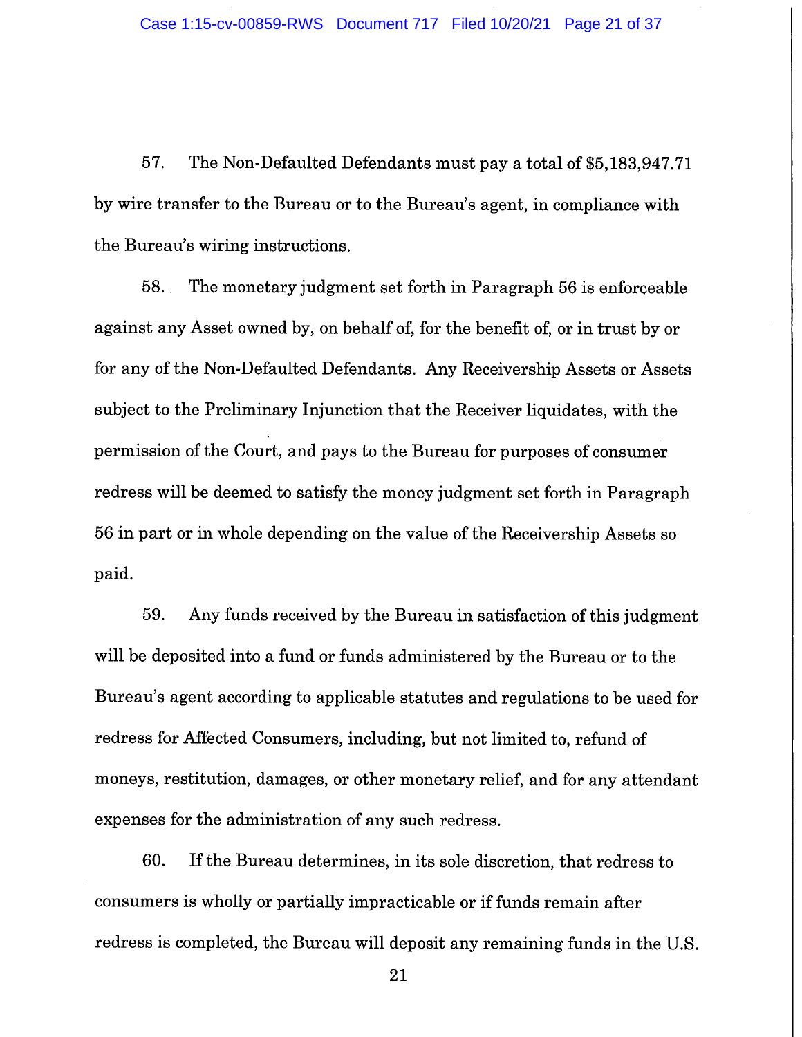57. The Non-Defaulted Defendants must pay a total of $5,183,947.71 by wire transfer to the Bureau or to the Bureau's agent, in compliance with the Bureau's wiring instructions.

58. The monetary judgment set forth in Paragraph 56 is enforceable against any Asset owned by, on behalf of, for the benefit of, or in trust by or for any of the Non-Defaulted Defendants. Any Receivership Assets or Assets subject to the Preliminary Injunction that the Receiver liquidates, with the permission of the Court, and pays to the Bureau for purposes of consumer redress will be deemed to satisfy the money judgment set forth in Paragraph 56 in part or in whole depending on the value of the Receivership Assets so paid.

59. Any funds received by the Bureau in satisfaction of this judgment will be deposited into a fund or funds administered by the Bureau or to the Bureau's agent according to applicable statutes and regulations to be used for redress for Affected Consumers, including, but not limited to, refund of moneys, restitution, damages, or other monetary relief, and for any attendant expenses for the administration of any such redress.

60. If the Bureau determines, in its sole discretion, that redress to consumers is wholly or partially impracticable or if funds remain after redress is completed, the Bureau will deposit any remaining funds in the U.S.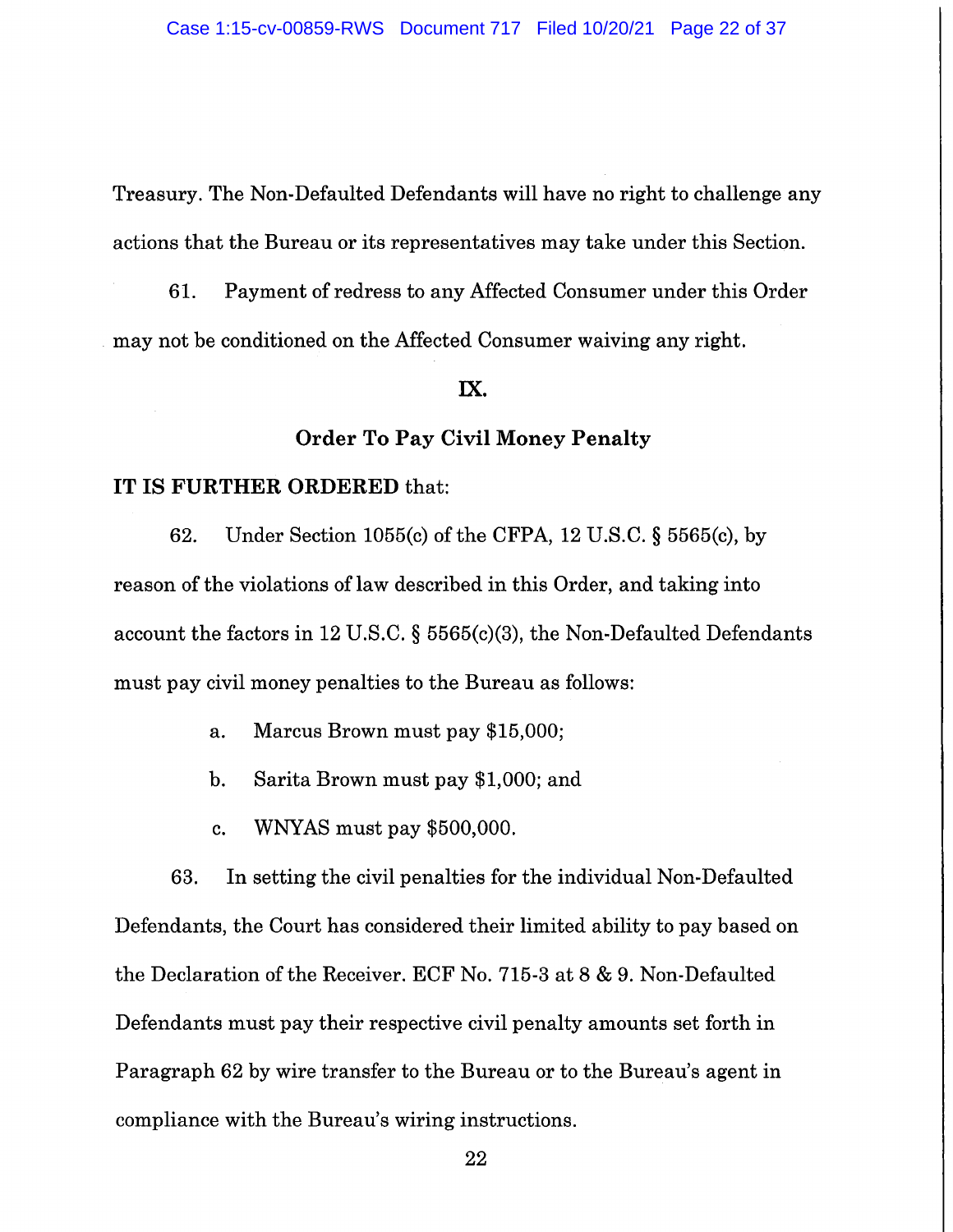Treasury. The Non-Defaulted Defendants will have no right to challenge any actions that the Bureau or its representatives may take under this Section.

61. Payment of redress to any Affected Consumer under this Order may not be conditioned on the Affected Consumer waiving any right.

## IX.

## Order To Pay Civil Money Penalty

**IT IS FURTHER ORDERED** that:

62. Under Section 1055(c) of the CFPA, 12 U.S.C. § 5565(c), by reason of the violations of law described in this Order, and taking into account the factors in 12 U.S.C. § 5565(c)(3), the Non-Defaulted Defendants must pay civil money penalties to the Bureau as follows:

a. Marcus Brown must pay $15,000;

b. Sarita Brown must pay $1,000; and

c. WNYAS must pay $500,000.

63. In setting the civil penalties for the individual Non-Defaulted Defendants, the Court has considered their limited ability to pay based on the Declaration of the Receiver. ECF No. 715-3 at 8 & 9. Non-Defaulted Defendants must pay their respective civil penalty amounts set forth in Paragraph 62 by wire transfer to the Bureau or to the Bureau's agent in compliance with the Bureau's wiring instructions.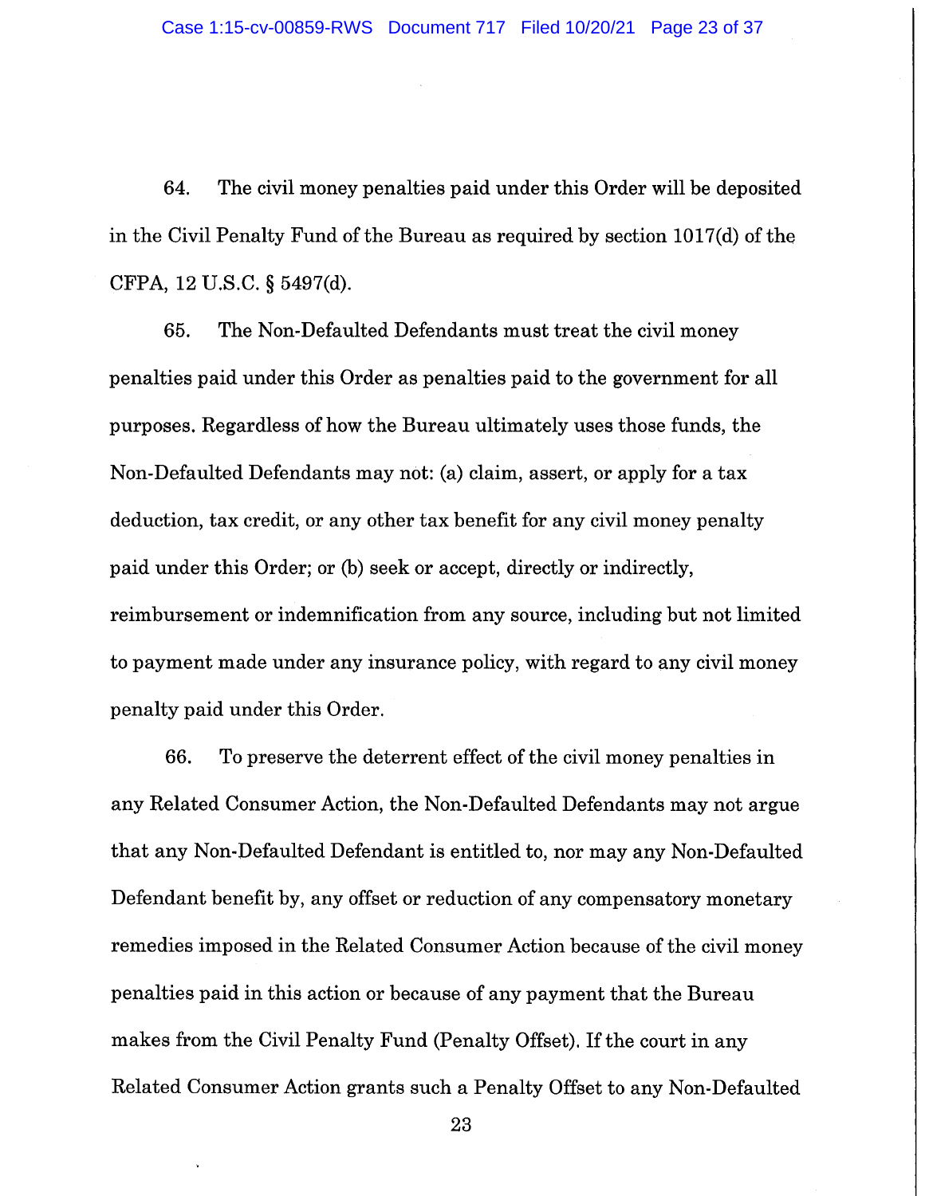64. The civil money penalties paid under this Order will be deposited in the Civil Penalty Fund of the Bureau as required by section 1017(d) of the CFPA, 12 U.S.C. § 5497(d).

65. The Non-Defaulted Defendants must treat the civil money penalties paid under this Order as penalties paid to the government for all purposes. Regardless of how the Bureau ultimately uses those funds, the Non-Defaulted Defendants may not: (a) claim, assert, or apply for a tax deduction, tax credit, or any other tax benefit for any civil money penalty paid under this Order; or (b) seek or accept, directly or indirectly, reimbursement or indemnification from any source, including but not limited to payment made under any insurance policy, with regard to any civil money penalty paid under this Order.

66. To preserve the deterrent effect of the civil money penalties in any Related Consumer Action, the Non-Defaulted Defendants may not argue that any Non-Defaulted Defendant is entitled to, nor may any Non-Defaulted Defendant benefit by, any offset or reduction of any compensatory monetary remedies imposed in the Related Consumer Action because of the civil money penalties paid in this action or because of any payment that the Bureau makes from the Civil Penalty Fund (Penalty Offset). If the court in any Related Consumer Action grants such a Penalty Offset to any Non-Defaulted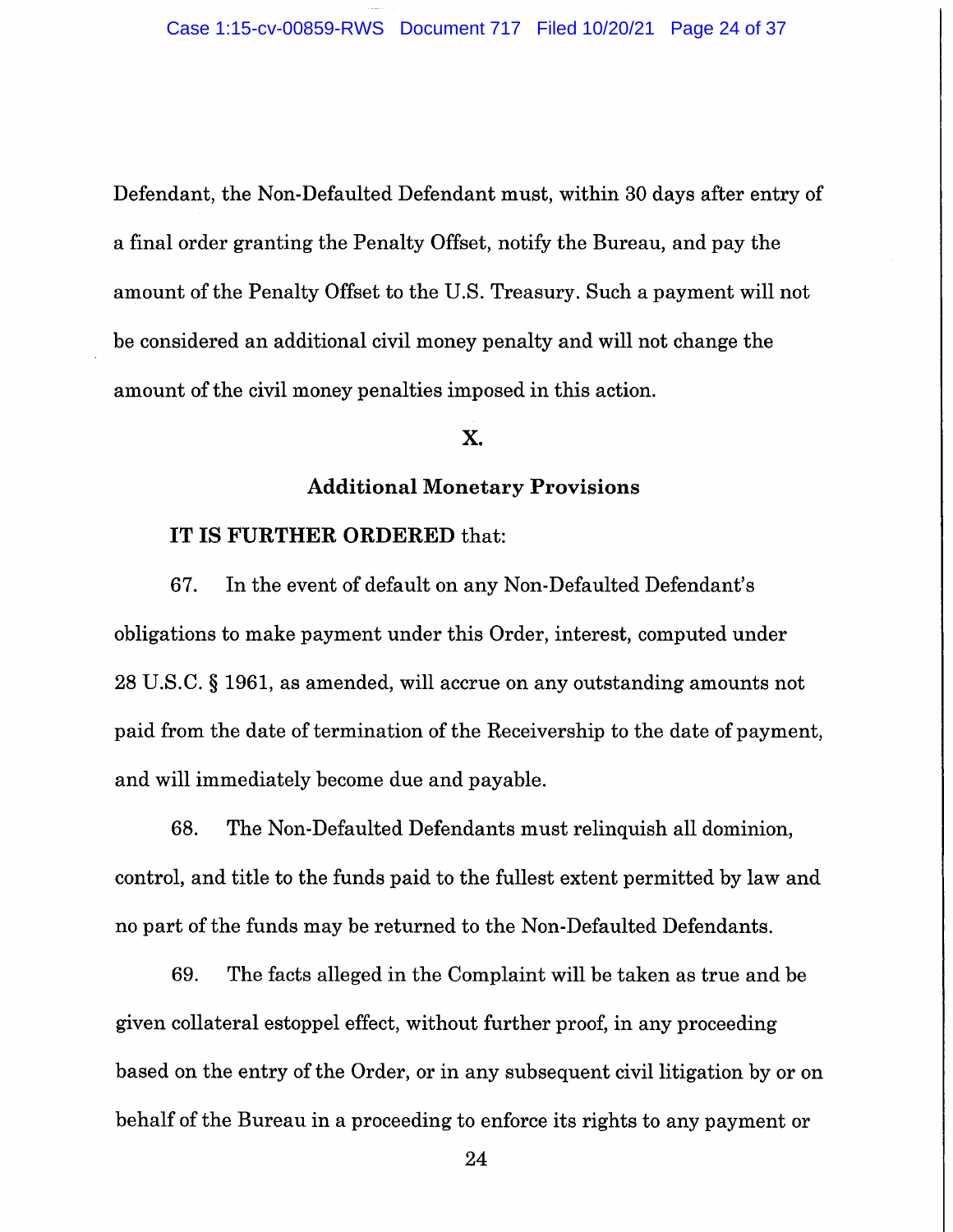Defendant, the Non-Defaulted Defendant must, within 30 days after entry of a final order granting the Penalty Offset, notify the Bureau, and pay the amount of the Penalty Offset to the U.S. Treasury. Such a payment will not be considered an additional civil money penalty and will not change the amount of the civil money penalties imposed in this action.

## X.

## Additional Monetary Provisions

**IT IS FURTHER ORDERED** that:

67. In the event of default on any Non-Defaulted Defendant's obligations to make payment under this Order, interest, computed under 28 U.S.C. § 1961, as amended, will accrue on any outstanding amounts not paid from the date of termination of the Receivership to the date of payment, and will immediately become due and payable.

68. The Non-Defaulted Defendants must relinquish all dominion, control, and title to the funds paid to the fullest extent permitted by law and no part of the funds may be returned to the Non-Defaulted Defendants.

69. The facts alleged in the Complaint will be taken as true and be given collateral estoppel effect, without further proof, in any proceeding based on the entry of the Order, or in any subsequent civil litigation by or on behalf of the Bureau in a proceeding to enforce its rights to any payment or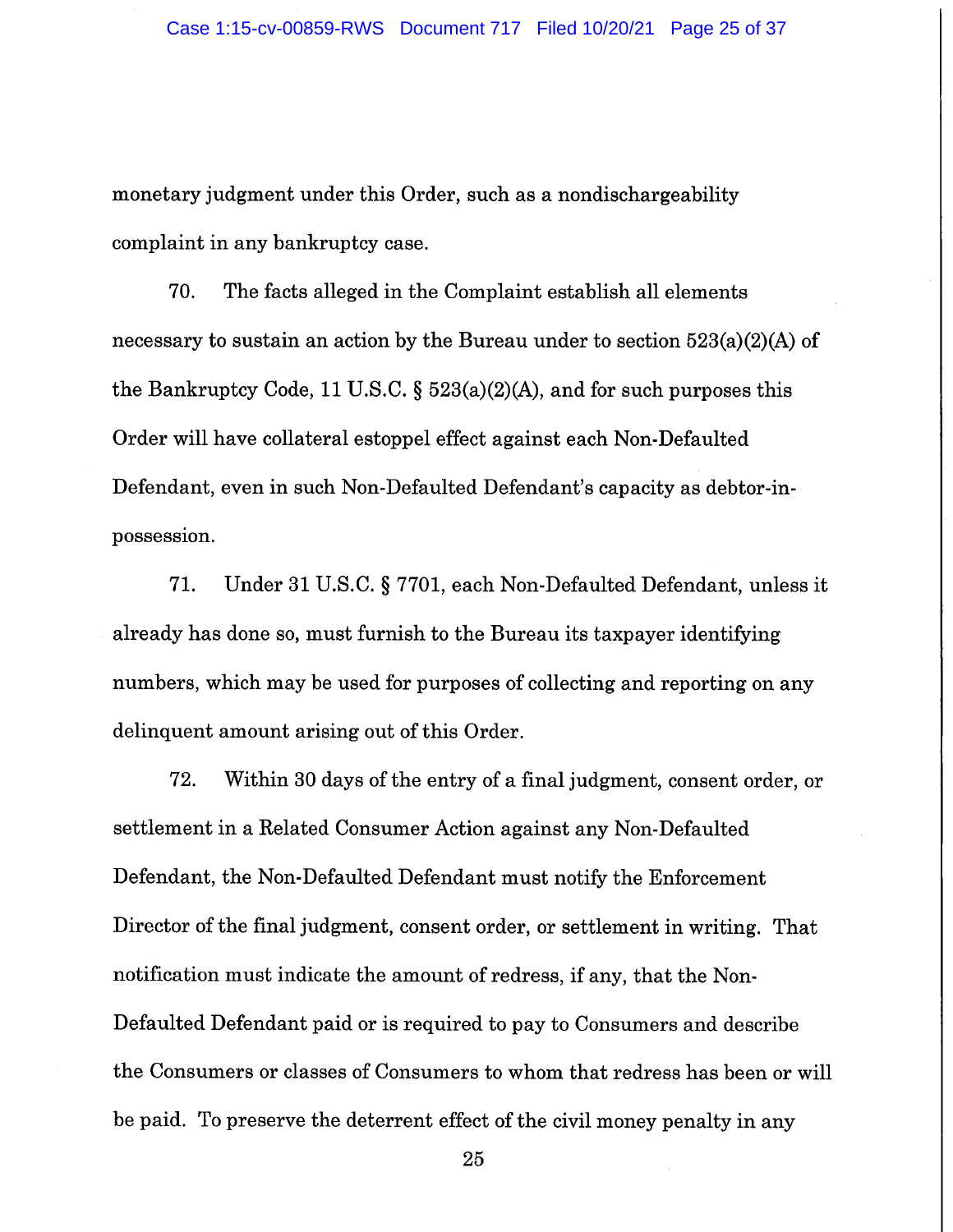monetary judgment under this Order, such as a nondischargeability complaint in any bankruptcy case.

70. The facts alleged in the Complaint establish all elements necessary to sustain an action by the Bureau under to section 523(a)(2)(A) of the Bankruptcy Code, 11 U.S.C. § 523(a)(2)(A), and for such purposes this Order will have collateral estoppel effect against each Non-Defaulted Defendant, even in such Non-Defaulted Defendant's capacity as debtor-in-possession.

71. Under 31 U.S.C. § 7701, each Non-Defaulted Defendant, unless it already has done so, must furnish to the Bureau its taxpayer identifying numbers, which may be used for purposes of collecting and reporting on any delinquent amount arising out of this Order.

72. Within 30 days of the entry of a final judgment, consent order, or settlement in a Related Consumer Action against any Non-Defaulted Defendant, the Non-Defaulted Defendant must notify the Enforcement Director of the final judgment, consent order, or settlement in writing. That notification must indicate the amount of redress, if any, that the Non-Defaulted Defendant paid or is required to pay to Consumers and describe the Consumers or classes of Consumers to whom that redress has been or will be paid. To preserve the deterrent effect of the civil money penalty in any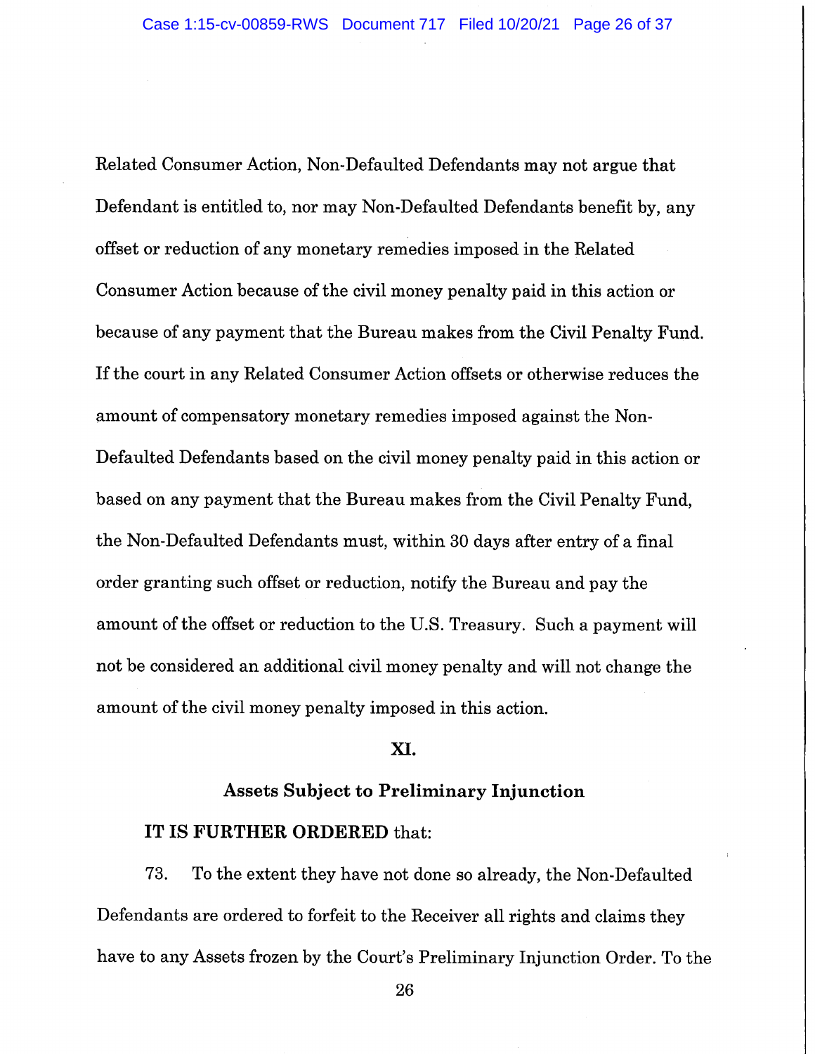Related Consumer Action, Non-Defaulted Defendants may not argue that Defendant is entitled to, nor may Non-Defaulted Defendants benefit by, any offset or reduction of any monetary remedies imposed in the Related Consumer Action because of the civil money penalty paid in this action or because of any payment that the Bureau makes from the Civil Penalty Fund. If the court in any Related Consumer Action offsets or otherwise reduces the amount of compensatory monetary remedies imposed against the Non-Defaulted Defendants based on the civil money penalty paid in this action or based on any payment that the Bureau makes from the Civil Penalty Fund, the Non-Defaulted Defendants must, within 30 days after entry of a final order granting such offset or reduction, notify the Bureau and pay the amount of the offset or reduction to the U.S. Treasury. Such a payment will not be considered an additional civil money penalty and will not change the amount of the civil money penalty imposed in this action.

## XI.

## Assets Subject to Preliminary Injunction

**IT IS FURTHER ORDERED** that:

73. To the extent they have not done so already, the Non-Defaulted Defendants are ordered to forfeit to the Receiver all rights and claims they have to any Assets frozen by the Court's Preliminary Injunction Order. To the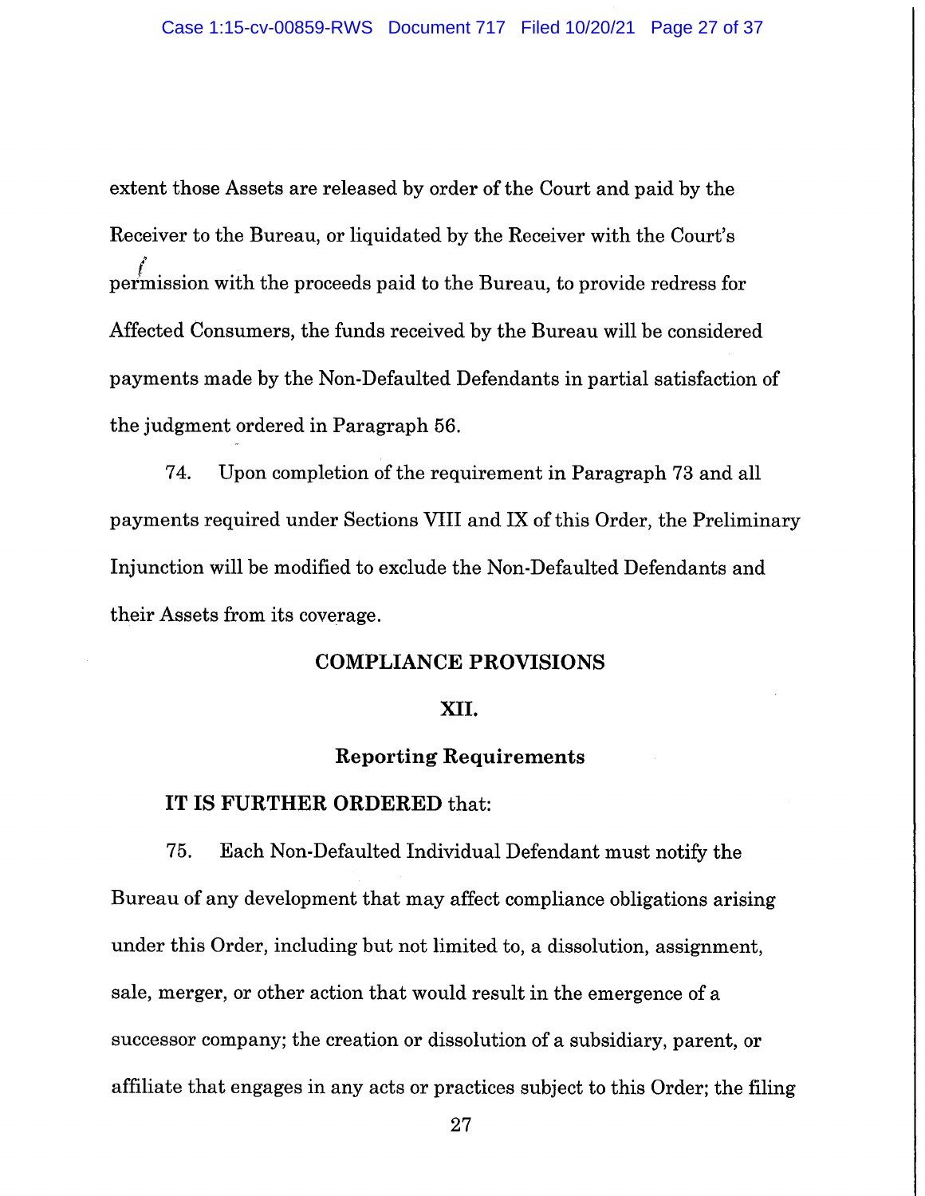extent those Assets are released by order of the Court and paid by the Receiver to the Bureau, or liquidated by the Receiver with the Court's permission with the proceeds paid to the Bureau, to provide redress for Affected Consumers, the funds received by the Bureau will be considered payments made by the Non-Defaulted Defendants in partial satisfaction of the judgment ordered in Paragraph 56.

74. Upon completion of the requirement in Paragraph 73 and all payments required under Sections VIII and IX of this Order, the Preliminary Injunction will be modified to exclude the Non-Defaulted Defendants and their Assets from its coverage.

## COMPLIANCE PROVISIONS

### XII.

### Reporting Requirements

**IT IS FURTHER ORDERED** that:

75. Each Non-Defaulted Individual Defendant must notify the Bureau of any development that may affect compliance obligations arising under this Order, including but not limited to, a dissolution, assignment, sale, merger, or other action that would result in the emergence of a successor company; the creation or dissolution of a subsidiary, parent, or affiliate that engages in any acts or practices subject to this Order; the filing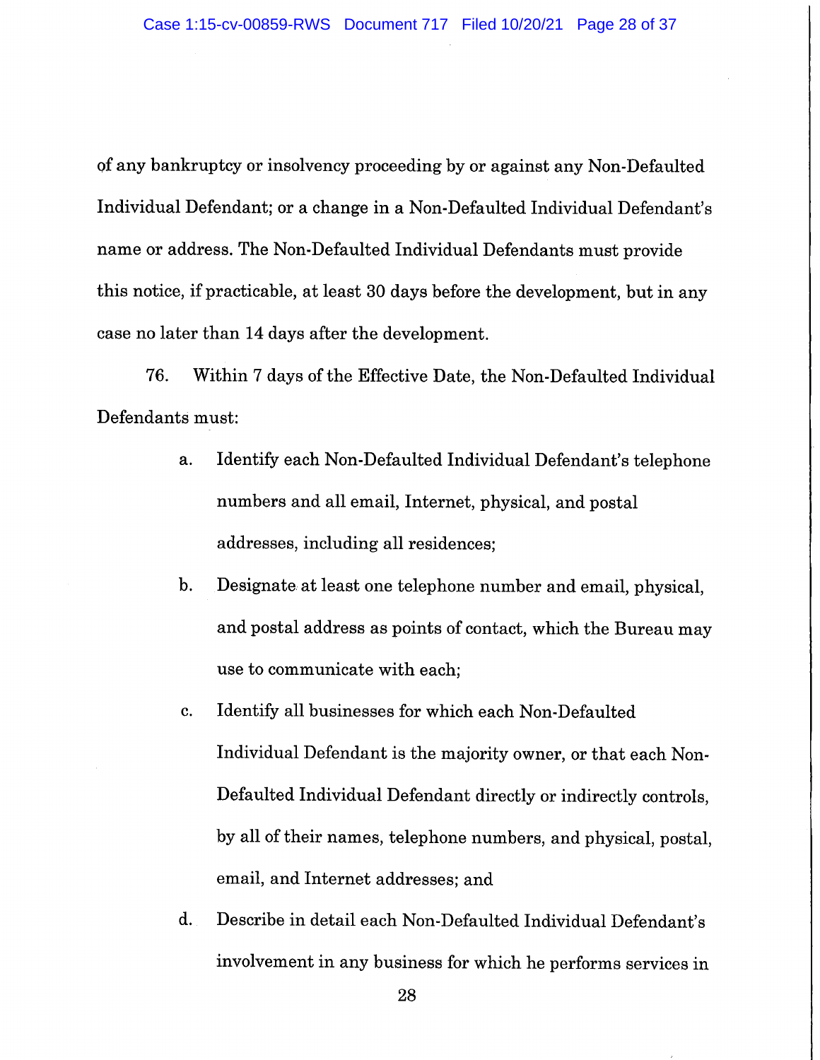of any bankruptcy or insolvency proceeding by or against any Non-Defaulted Individual Defendant; or a change in a Non-Defaulted Individual Defendant's name or address. The Non-Defaulted Individual Defendants must provide this notice, if practicable, at least 30 days before the development, but in any case no later than 14 days after the development.

76. Within 7 days of the Effective Date, the Non-Defaulted Individual Defendants must:

a. Identify each Non-Defaulted Individual Defendant's telephone numbers and all email, Internet, physical, and postal addresses, including all residences;

b. Designate at least one telephone number and email, physical, and postal address as points of contact, which the Bureau may use to communicate with each;

c. Identify all businesses for which each Non-Defaulted Individual Defendant is the majority owner, or that each Non-Defaulted Individual Defendant directly or indirectly controls, by all of their names, telephone numbers, and physical, postal, email, and Internet addresses; and

d. Describe in detail each Non-Defaulted Individual Defendant's involvement in any business for which he performs services in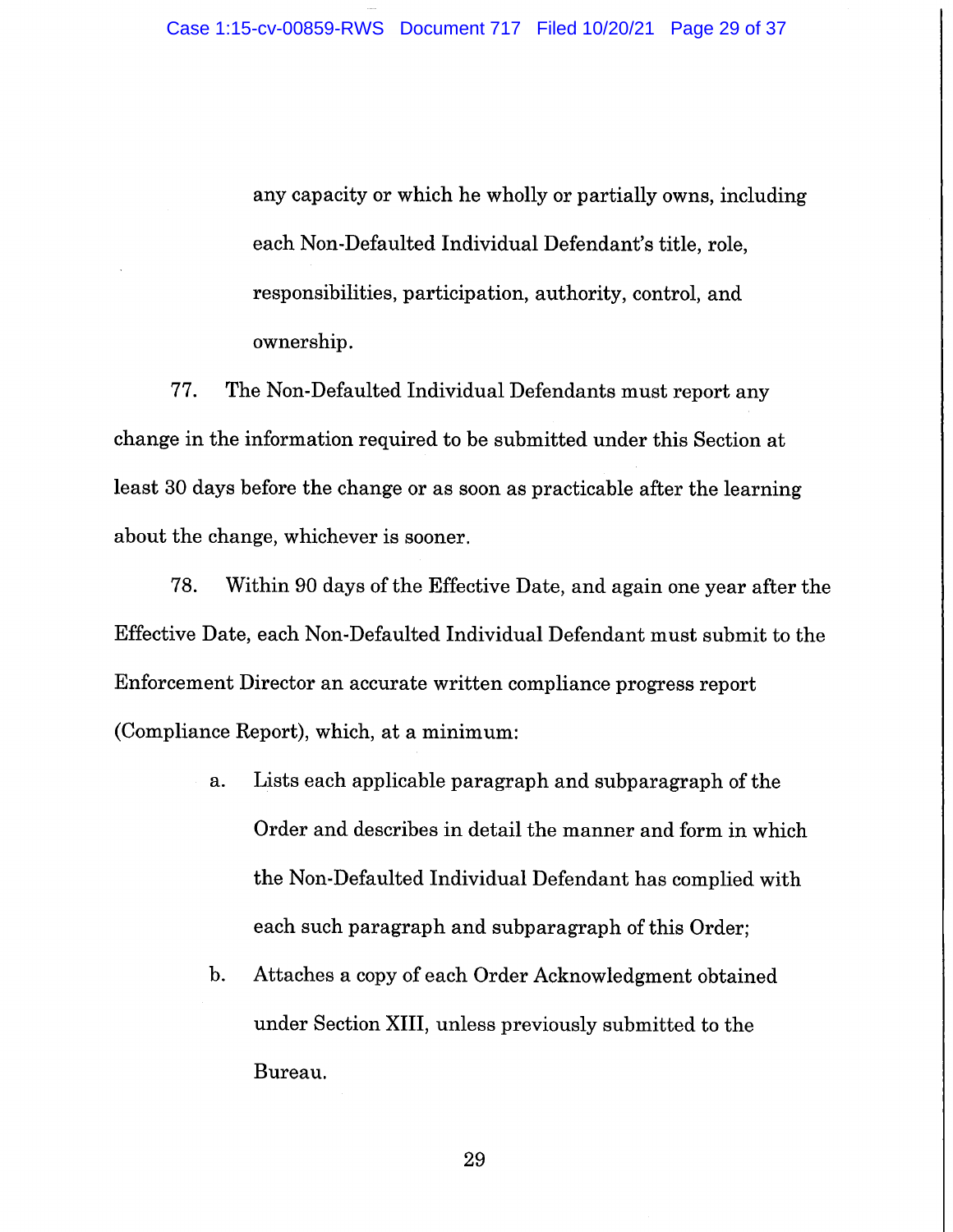any capacity or which he wholly or partially owns, including each Non-Defaulted Individual Defendant's title, role, responsibilities, participation, authority, control, and ownership.

77. The Non-Defaulted Individual Defendants must report any change in the information required to be submitted under this Section at least 30 days before the change or as soon as practicable after the learning about the change, whichever is sooner.

78. Within 90 days of the Effective Date, and again one year after the Effective Date, each Non-Defaulted Individual Defendant must submit to the Enforcement Director an accurate written compliance progress report (Compliance Report), which, at a minimum:

a. Lists each applicable paragraph and subparagraph of the Order and describes in detail the manner and form in which the Non-Defaulted Individual Defendant has complied with each such paragraph and subparagraph of this Order;

b. Attaches a copy of each Order Acknowledgment obtained under Section XIII, unless previously submitted to the Bureau.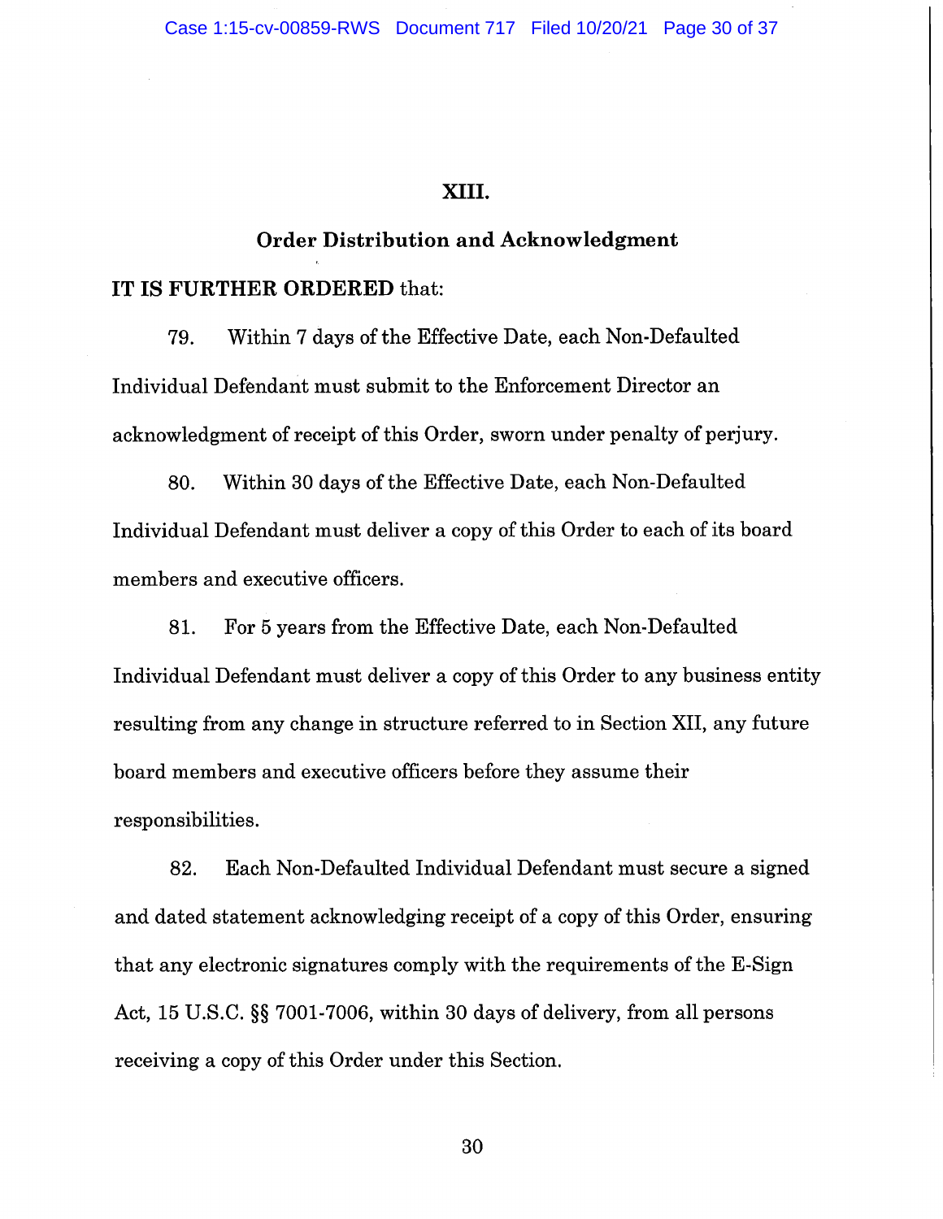## XIII.

## Order Distribution and Acknowledgment

**IT IS FURTHER ORDERED** that:

79. Within 7 days of the Effective Date, each Non-Defaulted Individual Defendant must submit to the Enforcement Director an acknowledgment of receipt of this Order, sworn under penalty of perjury.

80. Within 30 days of the Effective Date, each Non-Defaulted Individual Defendant must deliver a copy of this Order to each of its board members and executive officers.

81. For 5 years from the Effective Date, each Non-Defaulted Individual Defendant must deliver a copy of this Order to any business entity resulting from any change in structure referred to in Section XII, any future board members and executive officers before they assume their responsibilities.

82. Each Non-Defaulted Individual Defendant must secure a signed and dated statement acknowledging receipt of a copy of this Order, ensuring that any electronic signatures comply with the requirements of the E-Sign Act, 15 U.S.C. §§ 7001-7006, within 30 days of delivery, from all persons receiving a copy of this Order under this Section.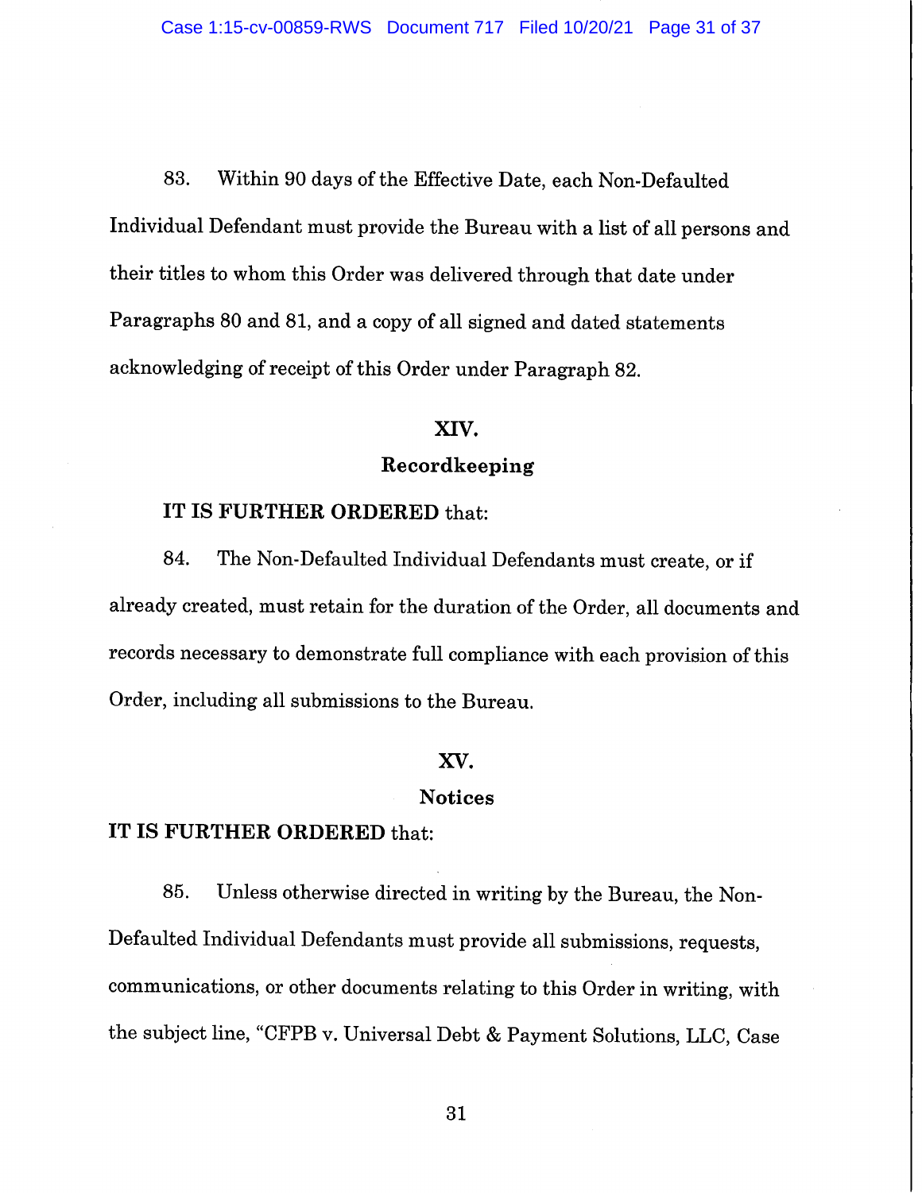83. Within 90 days of the Effective Date, each Non-Defaulted Individual Defendant must provide the Bureau with a list of all persons and their titles to whom this Order was delivered through that date under Paragraphs 80 and 81, and a copy of all signed and dated statements acknowledging of receipt of this Order under Paragraph 82.

## XIV.

## Recordkeeping

**IT IS FURTHER ORDERED** that:

84. The Non-Defaulted Individual Defendants must create, or if already created, must retain for the duration of the Order, all documents and records necessary to demonstrate full compliance with each provision of this Order, including all submissions to the Bureau.

## XV.

## Notices

**IT IS FURTHER ORDERED** that:

85. Unless otherwise directed in writing by the Bureau, the Non-Defaulted Individual Defendants must provide all submissions, requests, communications, or other documents relating to this Order in writing, with the subject line, "CFPB v. Universal Debt & Payment Solutions, LLC, Case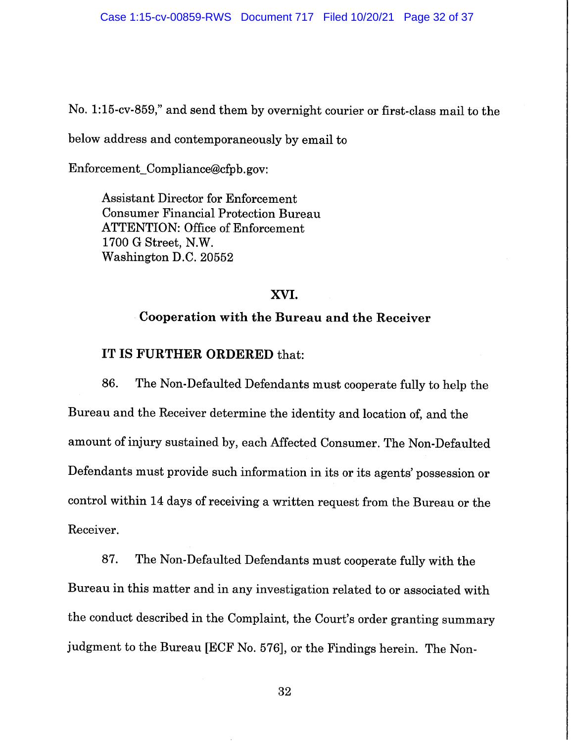No. 1:15-cv-859," and send them by overnight courier or first-class mail to the below address and contemporaneously by email to Enforcement_Compliance@cfpb.gov:

> Assistant Director for Enforcement
> Consumer Financial Protection Bureau
> ATTENTION: Office of Enforcement
> 1700 G Street, N.W.
> Washington D.C. 20552

## XVI.

## Cooperation with the Bureau and the Receiver

**IT IS FURTHER ORDERED** that:

86. The Non-Defaulted Defendants must cooperate fully to help the Bureau and the Receiver determine the identity and location of, and the amount of injury sustained by, each Affected Consumer. The Non-Defaulted Defendants must provide such information in its or its agents' possession or control within 14 days of receiving a written request from the Bureau or the Receiver.

87. The Non-Defaulted Defendants must cooperate fully with the Bureau in this matter and in any investigation related to or associated with the conduct described in the Complaint, the Court's order granting summary judgment to the Bureau [ECF No. 576], or the Findings herein. The Non-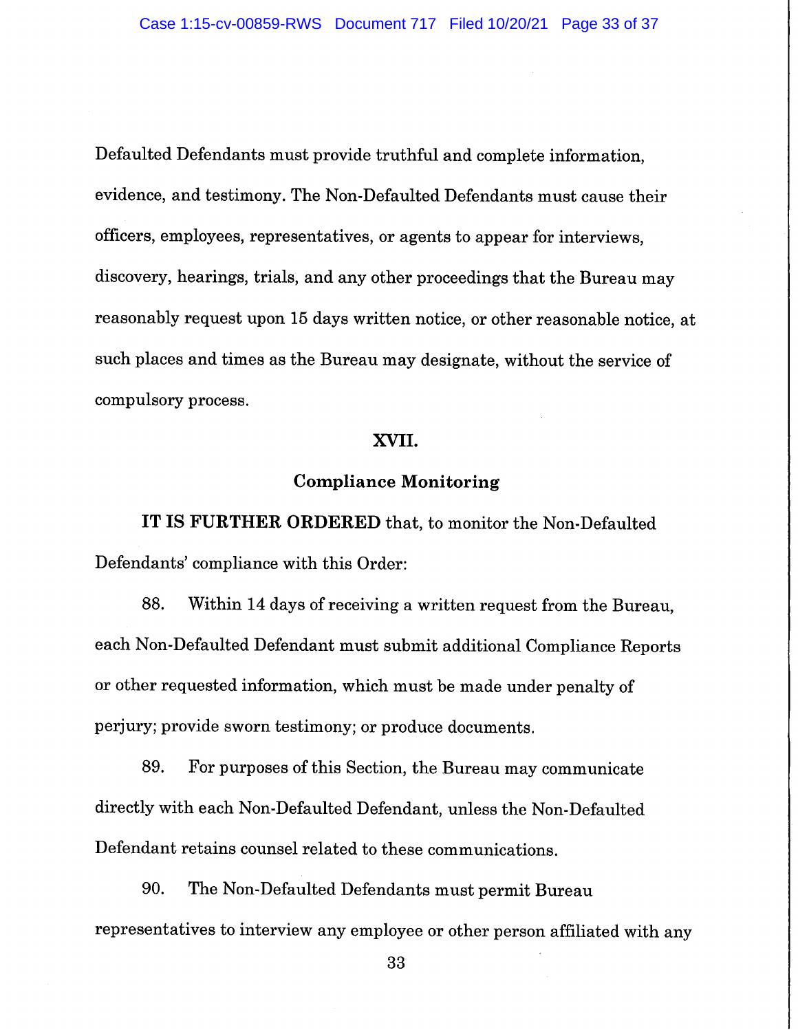Defaulted Defendants must provide truthful and complete information, evidence, and testimony. The Non-Defaulted Defendants must cause their officers, employees, representatives, or agents to appear for interviews, discovery, hearings, trials, and any other proceedings that the Bureau may reasonably request upon 15 days written notice, or other reasonable notice, at such places and times as the Bureau may designate, without the service of compulsory process.

## XVII.

## Compliance Monitoring

**IT IS FURTHER ORDERED** that, to monitor the Non-Defaulted Defendants' compliance with this Order:

88. Within 14 days of receiving a written request from the Bureau, each Non-Defaulted Defendant must submit additional Compliance Reports or other requested information, which must be made under penalty of perjury; provide sworn testimony; or produce documents.

89. For purposes of this Section, the Bureau may communicate directly with each Non-Defaulted Defendant, unless the Non-Defaulted Defendant retains counsel related to these communications.

90. The Non-Defaulted Defendants must permit Bureau representatives to interview any employee or other person affiliated with any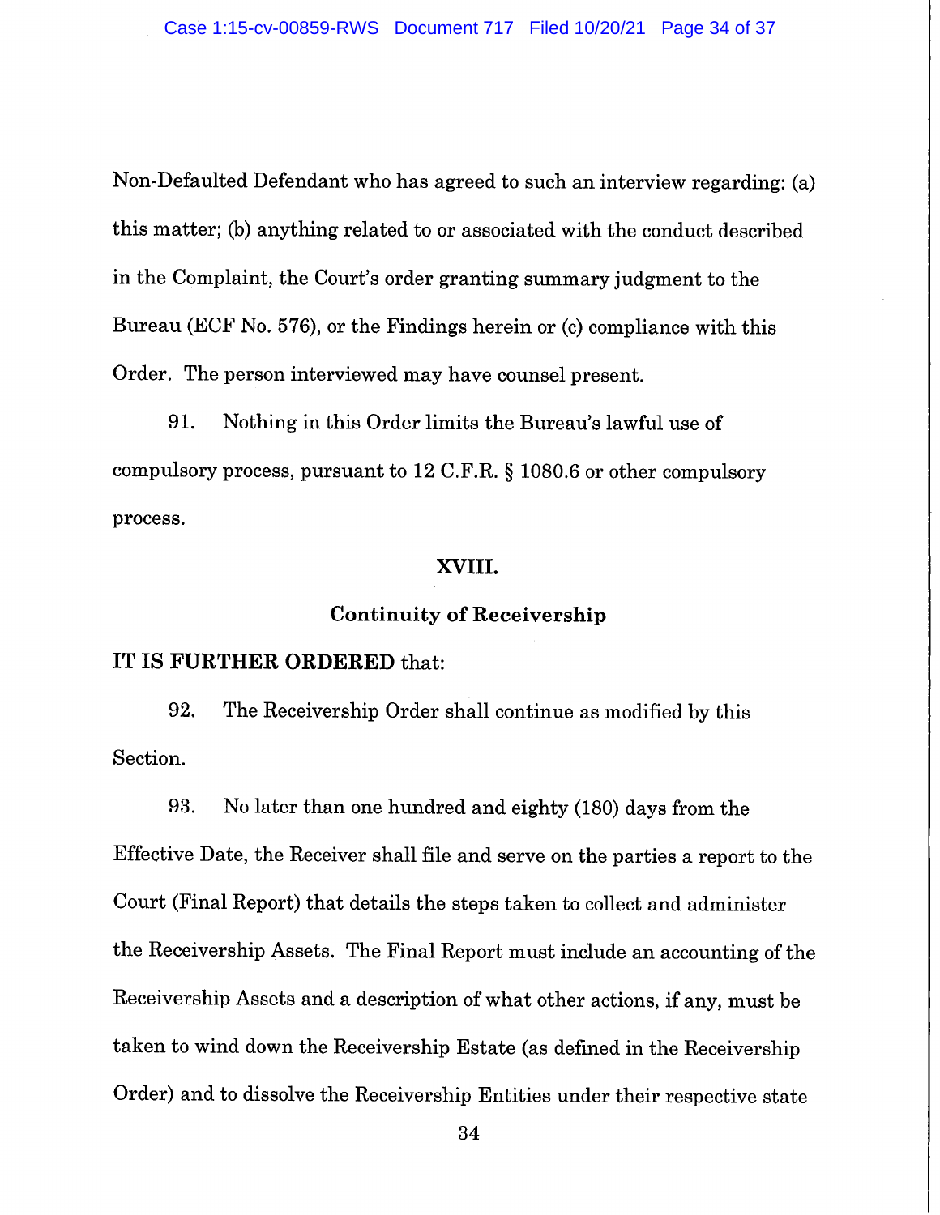Non-Defaulted Defendant who has agreed to such an interview regarding: (a) this matter; (b) anything related to or associated with the conduct described in the Complaint, the Court's order granting summary judgment to the Bureau (ECF No. 576), or the Findings herein or (c) compliance with this Order. The person interviewed may have counsel present.

91. Nothing in this Order limits the Bureau's lawful use of compulsory process, pursuant to 12 C.F.R. § 1080.6 or other compulsory process.

## XVIII.

## Continuity of Receivership

**IT IS FURTHER ORDERED** that:

92. The Receivership Order shall continue as modified by this Section.

93. No later than one hundred and eighty (180) days from the Effective Date, the Receiver shall file and serve on the parties a report to the Court (Final Report) that details the steps taken to collect and administer the Receivership Assets. The Final Report must include an accounting of the Receivership Assets and a description of what other actions, if any, must be taken to wind down the Receivership Estate (as defined in the Receivership Order) and to dissolve the Receivership Entities under their respective state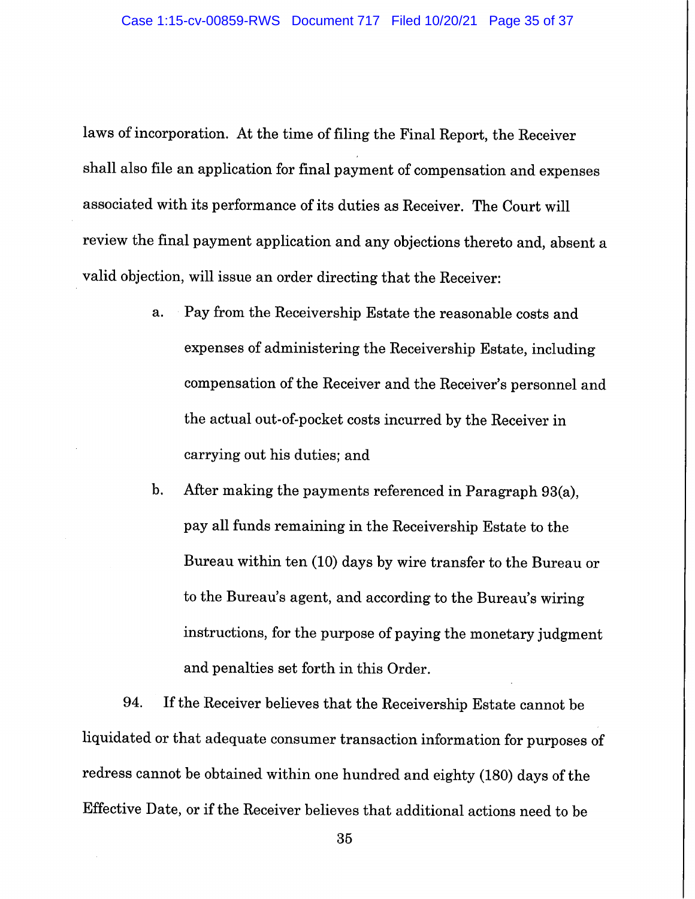laws of incorporation. At the time of filing the Final Report, the Receiver shall also file an application for final payment of compensation and expenses associated with its performance of its duties as Receiver. The Court will review the final payment application and any objections thereto and, absent a valid objection, will issue an order directing that the Receiver:

a. Pay from the Receivership Estate the reasonable costs and expenses of administering the Receivership Estate, including compensation of the Receiver and the Receiver's personnel and the actual out-of-pocket costs incurred by the Receiver in carrying out his duties; and

b. After making the payments referenced in Paragraph 93(a), pay all funds remaining in the Receivership Estate to the Bureau within ten (10) days by wire transfer to the Bureau or to the Bureau's agent, and according to the Bureau's wiring instructions, for the purpose of paying the monetary judgment and penalties set forth in this Order.

94. If the Receiver believes that the Receivership Estate cannot be liquidated or that adequate consumer transaction information for purposes of redress cannot be obtained within one hundred and eighty (180) days of the Effective Date, or if the Receiver believes that additional actions need to be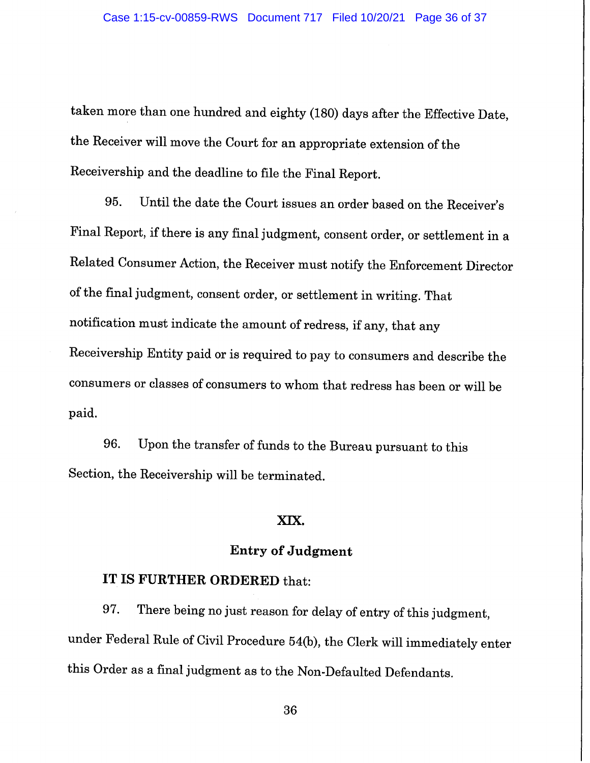taken more than one hundred and eighty (180) days after the Effective Date, the Receiver will move the Court for an appropriate extension of the Receivership and the deadline to file the Final Report.

95. Until the date the Court issues an order based on the Receiver's Final Report, if there is any final judgment, consent order, or settlement in a Related Consumer Action, the Receiver must notify the Enforcement Director of the final judgment, consent order, or settlement in writing. That notification must indicate the amount of redress, if any, that any Receivership Entity paid or is required to pay to consumers and describe the consumers or classes of consumers to whom that redress has been or will be paid.

96. Upon the transfer of funds to the Bureau pursuant to this Section, the Receivership will be terminated.

## XIX.

## Entry of Judgment

**IT IS FURTHER ORDERED** that:

97. There being no just reason for delay of entry of this judgment, under Federal Rule of Civil Procedure 54(b), the Clerk will immediately enter this Order as a final judgment as to the Non-Defaulted Defendants.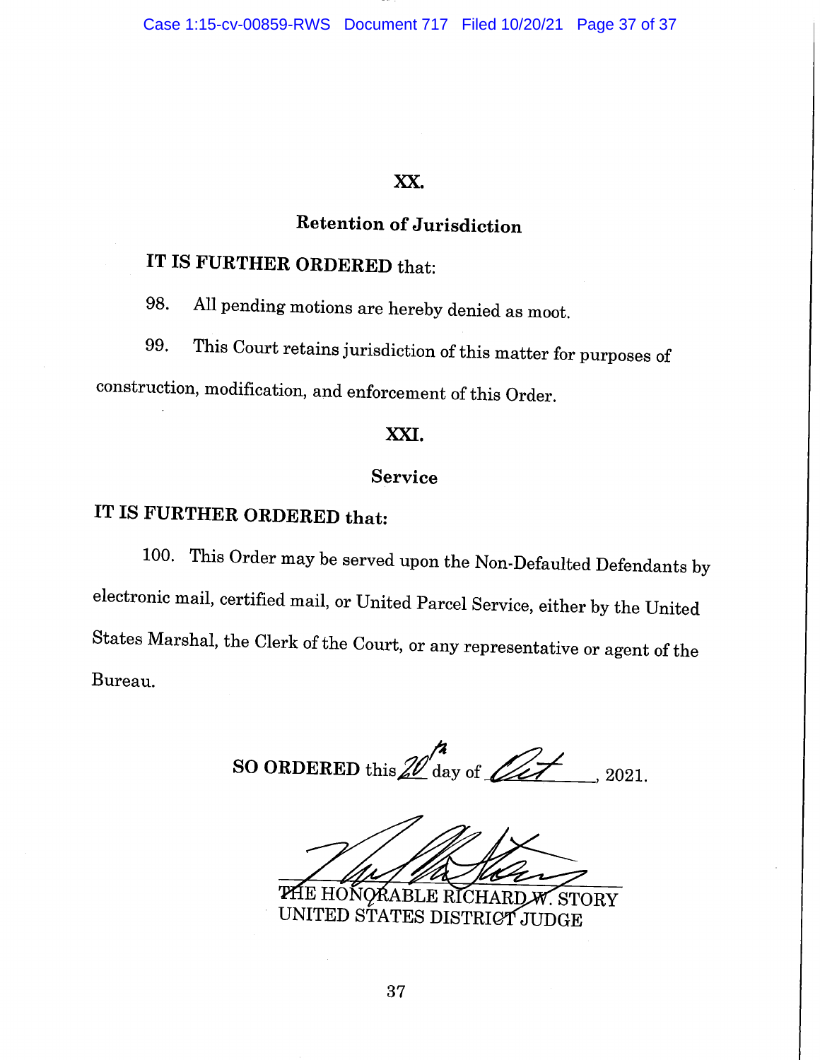## XX.

## Retention of Jurisdiction

**IT IS FURTHER ORDERED** that:

98. All pending motions are hereby denied as moot.

99. This Court retains jurisdiction of this matter for purposes of construction, modification, and enforcement of this Order.

## XXI.

## Service

**IT IS FURTHER ORDERED that:**

100. This Order may be served upon the Non-Defaulted Defendants by electronic mail, certified mail, or United Parcel Service, either by the United States Marshal, the Clerk of the Court, or any representative or agent of the Bureau.

**SO ORDERED** this 20th day of Oct, 2021.

THE HONORABLE RICHARD W. STORY
UNITED STATES DISTRICT JUDGE